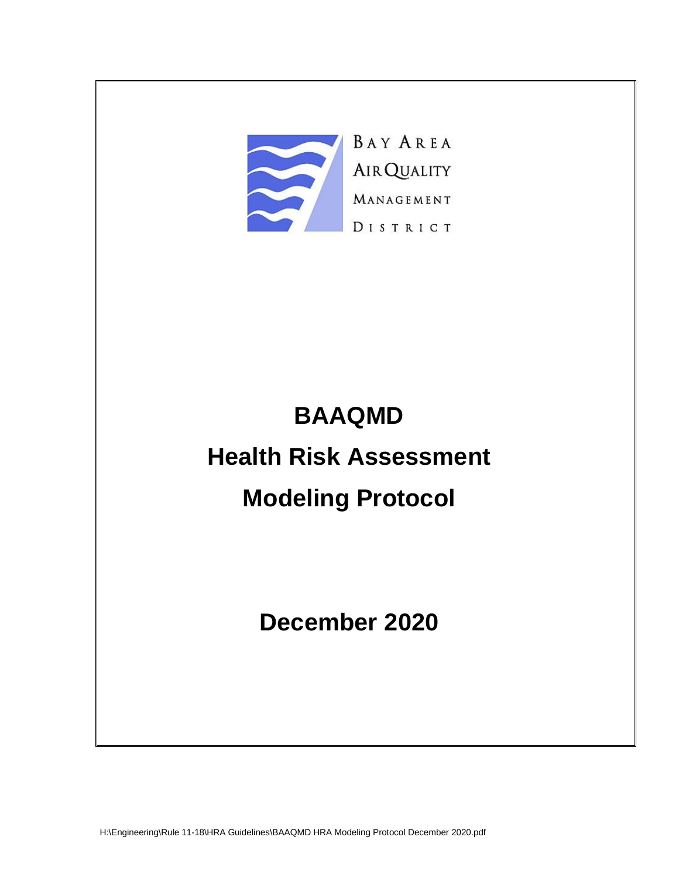BAY AREA
AIR QUALITY
MANAGEMENT
DISTRICT

# BAAQMD

# Health Risk Assessment

# Modeling Protocol

**December 2020**

H:\Engineering\Rule 11-18\HRA Guidelines\BAAQMD HRA Modeling Protocol December 2020.pdf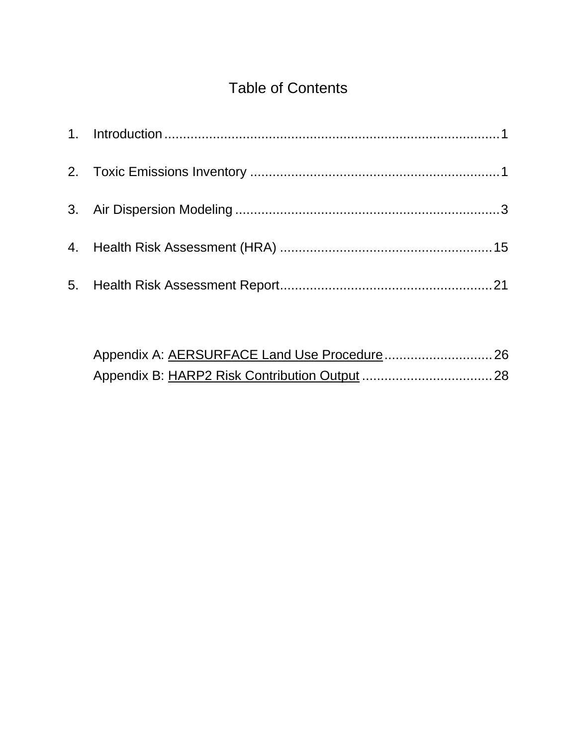# Table of Contents

1. Introduction ........................................................................................ 1
2. Toxic Emissions Inventory ................................................................... 1
3. Air Dispersion Modeling ....................................................................... 3
4. Health Risk Assessment (HRA) ......................................................... 15
5. Health Risk Assessment Report .......................................................... 21

Appendix A: AERSURFACE Land Use Procedure ............................. 26
Appendix B: HARP2 Risk Contribution Output .................................... 28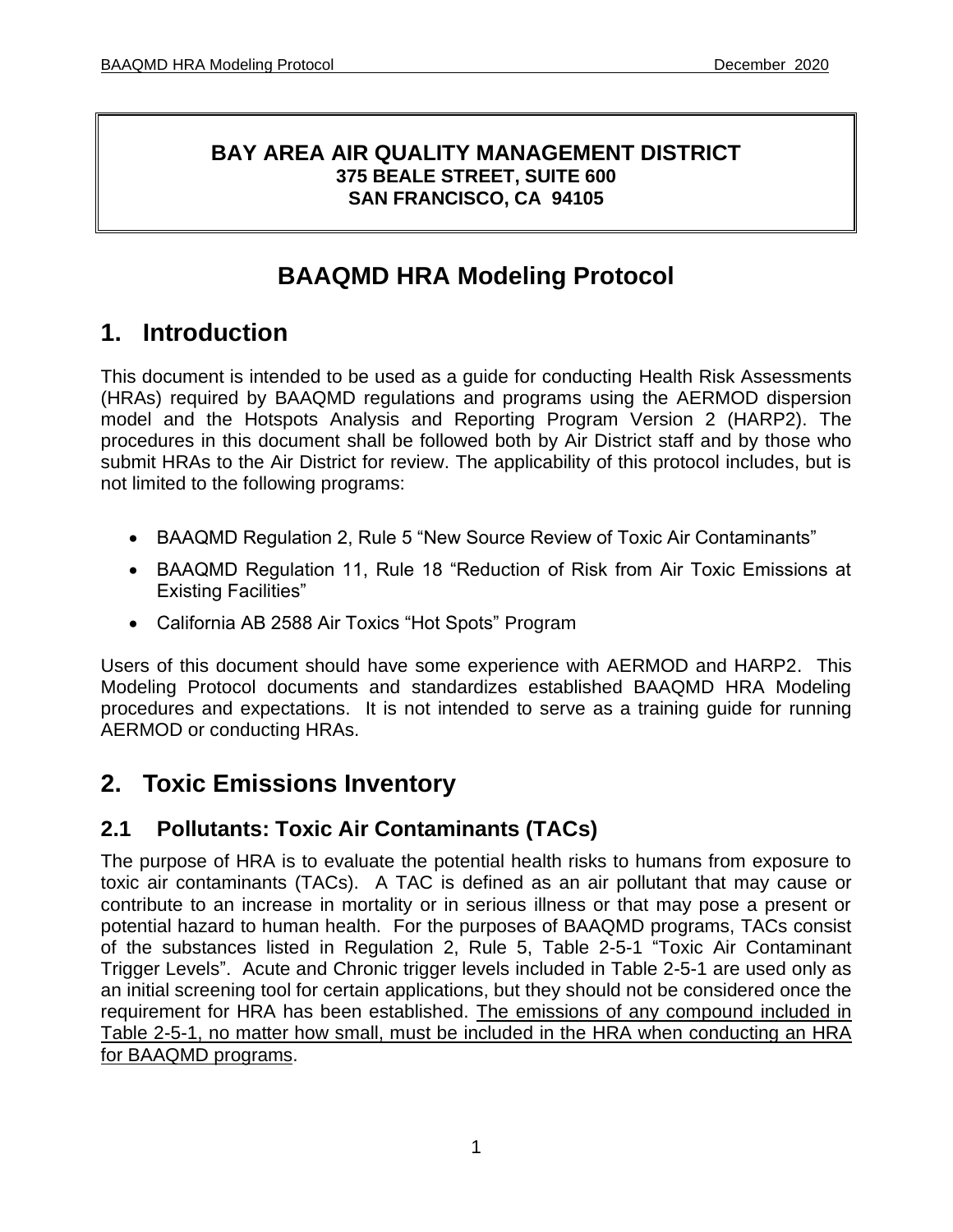**BAY AREA AIR QUALITY MANAGEMENT DISTRICT**
**375 BEALE STREET, SUITE 600**
**SAN FRANCISCO, CA 94105**

# BAAQMD HRA Modeling Protocol

## 1. Introduction

This document is intended to be used as a guide for conducting Health Risk Assessments (HRAs) required by BAAQMD regulations and programs using the AERMOD dispersion model and the Hotspots Analysis and Reporting Program Version 2 (HARP2). The procedures in this document shall be followed both by Air District staff and by those who submit HRAs to the Air District for review. The applicability of this protocol includes, but is not limited to the following programs:

- BAAQMD Regulation 2, Rule 5 "New Source Review of Toxic Air Contaminants"
- BAAQMD Regulation 11, Rule 18 "Reduction of Risk from Air Toxic Emissions at Existing Facilities"
- California AB 2588 Air Toxics "Hot Spots" Program

Users of this document should have some experience with AERMOD and HARP2. This Modeling Protocol documents and standardizes established BAAQMD HRA Modeling procedures and expectations. It is not intended to serve as a training guide for running AERMOD or conducting HRAs.

## 2. Toxic Emissions Inventory

### 2.1 Pollutants: Toxic Air Contaminants (TACs)

The purpose of HRA is to evaluate the potential health risks to humans from exposure to toxic air contaminants (TACs). A TAC is defined as an air pollutant that may cause or contribute to an increase in mortality or in serious illness or that may pose a present or potential hazard to human health. For the purposes of BAAQMD programs, TACs consist of the substances listed in Regulation 2, Rule 5, Table 2-5-1 "Toxic Air Contaminant Trigger Levels". Acute and Chronic trigger levels included in Table 2-5-1 are used only as an initial screening tool for certain applications, but they should not be considered once the requirement for HRA has been established. <u>The emissions of any compound included in Table 2-5-1, no matter how small, must be included in the HRA when conducting an HRA for BAAQMD programs</u>.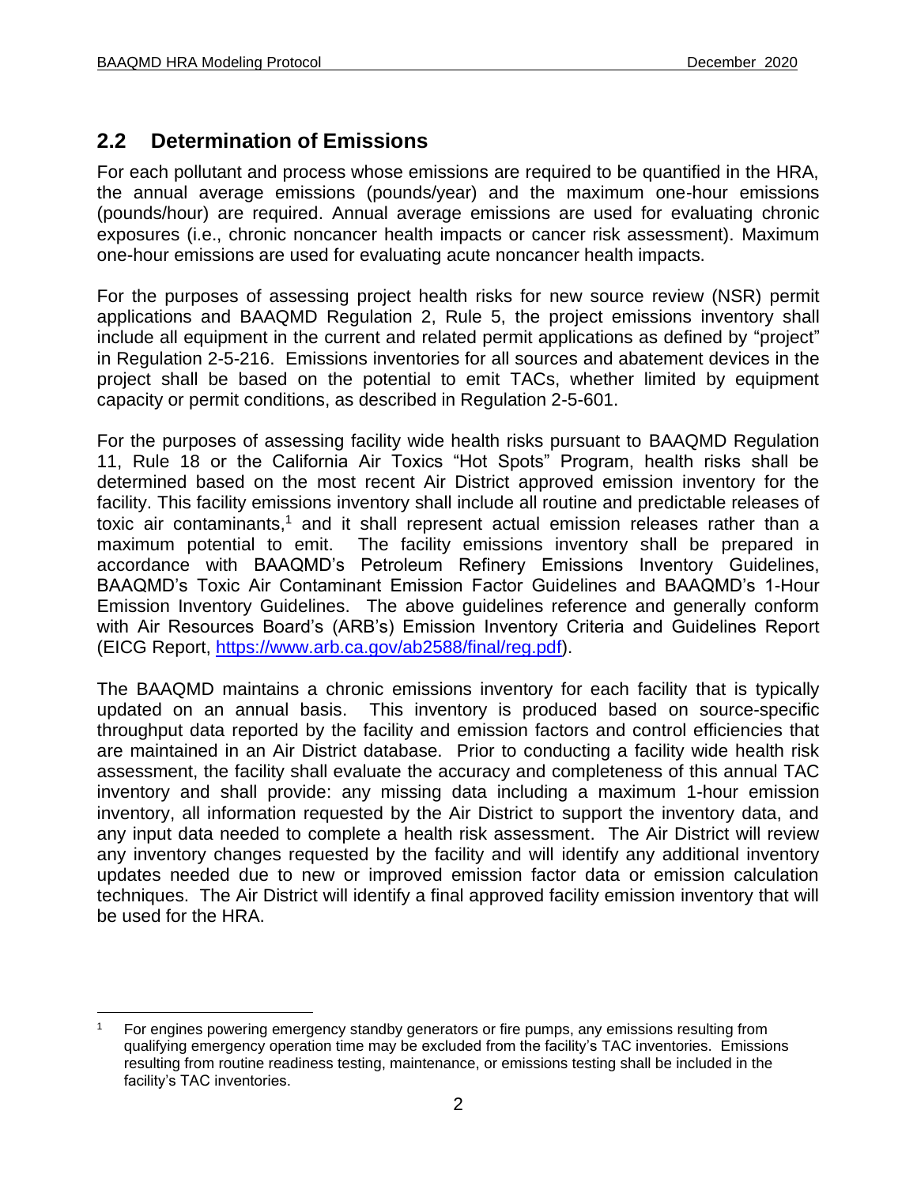## 2.2 Determination of Emissions

For each pollutant and process whose emissions are required to be quantified in the HRA, the annual average emissions (pounds/year) and the maximum one-hour emissions (pounds/hour) are required. Annual average emissions are used for evaluating chronic exposures (i.e., chronic noncancer health impacts or cancer risk assessment). Maximum one-hour emissions are used for evaluating acute noncancer health impacts.

For the purposes of assessing project health risks for new source review (NSR) permit applications and BAAQMD Regulation 2, Rule 5, the project emissions inventory shall include all equipment in the current and related permit applications as defined by "project" in Regulation 2-5-216. Emissions inventories for all sources and abatement devices in the project shall be based on the potential to emit TACs, whether limited by equipment capacity or permit conditions, as described in Regulation 2-5-601.

For the purposes of assessing facility wide health risks pursuant to BAAQMD Regulation 11, Rule 18 or the California Air Toxics "Hot Spots" Program, health risks shall be determined based on the most recent Air District approved emission inventory for the facility. This facility emissions inventory shall include all routine and predictable releases of toxic air contaminants,[1] and it shall represent actual emission releases rather than a maximum potential to emit. The facility emissions inventory shall be prepared in accordance with BAAQMD's Petroleum Refinery Emissions Inventory Guidelines, BAAQMD's Toxic Air Contaminant Emission Factor Guidelines and BAAQMD's 1-Hour Emission Inventory Guidelines. The above guidelines reference and generally conform with Air Resources Board's (ARB's) Emission Inventory Criteria and Guidelines Report (EICG Report, https://www.arb.ca.gov/ab2588/final/reg.pdf).

The BAAQMD maintains a chronic emissions inventory for each facility that is typically updated on an annual basis. This inventory is produced based on source-specific throughput data reported by the facility and emission factors and control efficiencies that are maintained in an Air District database. Prior to conducting a facility wide health risk assessment, the facility shall evaluate the accuracy and completeness of this annual TAC inventory and shall provide: any missing data including a maximum 1-hour emission inventory, all information requested by the Air District to support the inventory data, and any input data needed to complete a health risk assessment. The Air District will review any inventory changes requested by the facility and will identify any additional inventory updates needed due to new or improved emission factor data or emission calculation techniques. The Air District will identify a final approved facility emission inventory that will be used for the HRA.

---

[1] For engines powering emergency standby generators or fire pumps, any emissions resulting from qualifying emergency operation time may be excluded from the facility's TAC inventories. Emissions resulting from routine readiness testing, maintenance, or emissions testing shall be included in the facility's TAC inventories.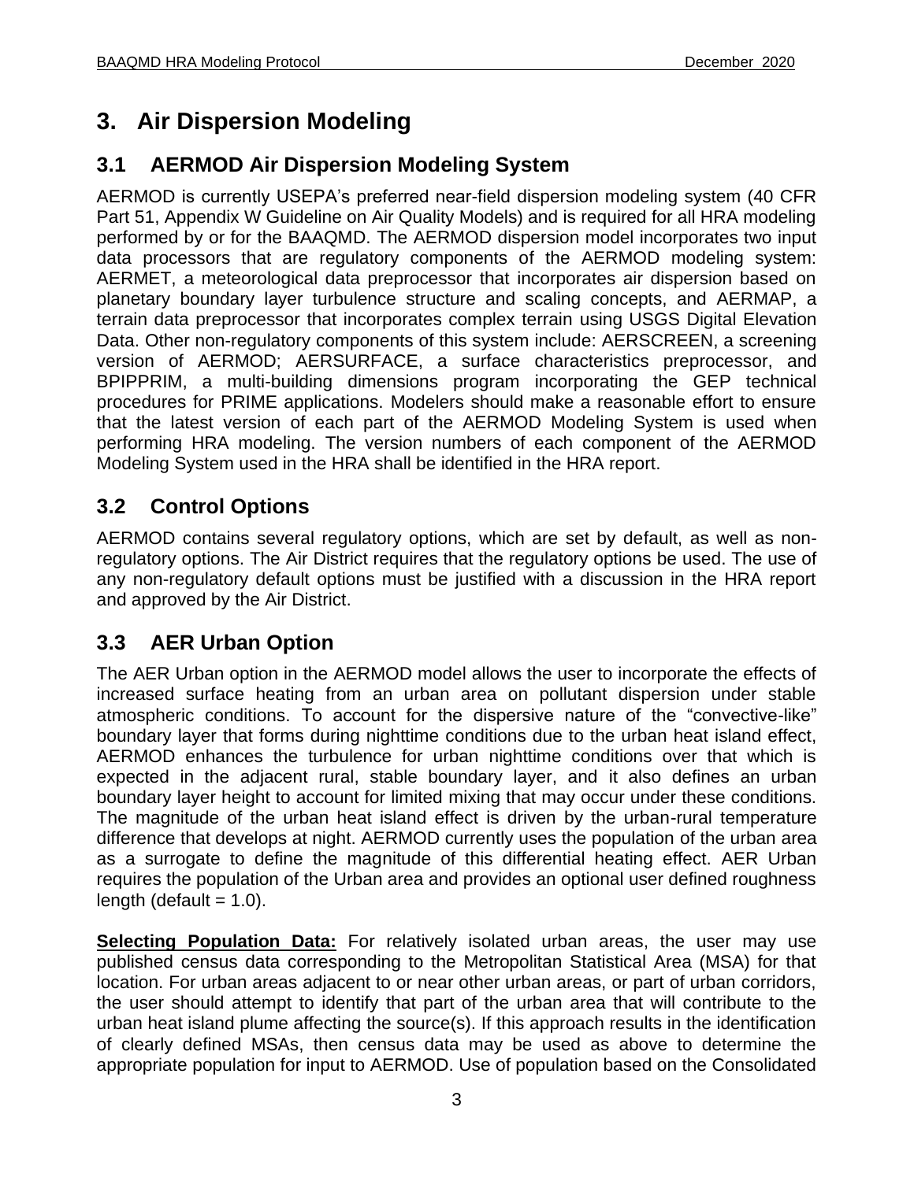# 3. Air Dispersion Modeling

## 3.1 AERMOD Air Dispersion Modeling System

AERMOD is currently USEPA's preferred near-field dispersion modeling system (40 CFR Part 51, Appendix W Guideline on Air Quality Models) and is required for all HRA modeling performed by or for the BAAQMD. The AERMOD dispersion model incorporates two input data processors that are regulatory components of the AERMOD modeling system: AERMET, a meteorological data preprocessor that incorporates air dispersion based on planetary boundary layer turbulence structure and scaling concepts, and AERMAP, a terrain data preprocessor that incorporates complex terrain using USGS Digital Elevation Data. Other non-regulatory components of this system include: AERSCREEN, a screening version of AERMOD; AERSURFACE, a surface characteristics preprocessor, and BPIPPRIM, a multi-building dimensions program incorporating the GEP technical procedures for PRIME applications. Modelers should make a reasonable effort to ensure that the latest version of each part of the AERMOD Modeling System is used when performing HRA modeling. The version numbers of each component of the AERMOD Modeling System used in the HRA shall be identified in the HRA report.

## 3.2 Control Options

AERMOD contains several regulatory options, which are set by default, as well as non-regulatory options. The Air District requires that the regulatory options be used. The use of any non-regulatory default options must be justified with a discussion in the HRA report and approved by the Air District.

## 3.3 AER Urban Option

The AER Urban option in the AERMOD model allows the user to incorporate the effects of increased surface heating from an urban area on pollutant dispersion under stable atmospheric conditions. To account for the dispersive nature of the "convective-like" boundary layer that forms during nighttime conditions due to the urban heat island effect, AERMOD enhances the turbulence for urban nighttime conditions over that which is expected in the adjacent rural, stable boundary layer, and it also defines an urban boundary layer height to account for limited mixing that may occur under these conditions. The magnitude of the urban heat island effect is driven by the urban-rural temperature difference that develops at night. AERMOD currently uses the population of the urban area as a surrogate to define the magnitude of this differential heating effect. AER Urban requires the population of the Urban area and provides an optional user defined roughness length (default = 1.0).

**Selecting Population Data:** For relatively isolated urban areas, the user may use published census data corresponding to the Metropolitan Statistical Area (MSA) for that location. For urban areas adjacent to or near other urban areas, or part of urban corridors, the user should attempt to identify that part of the urban area that will contribute to the urban heat island plume affecting the source(s). If this approach results in the identification of clearly defined MSAs, then census data may be used as above to determine the appropriate population for input to AERMOD. Use of population based on the Consolidated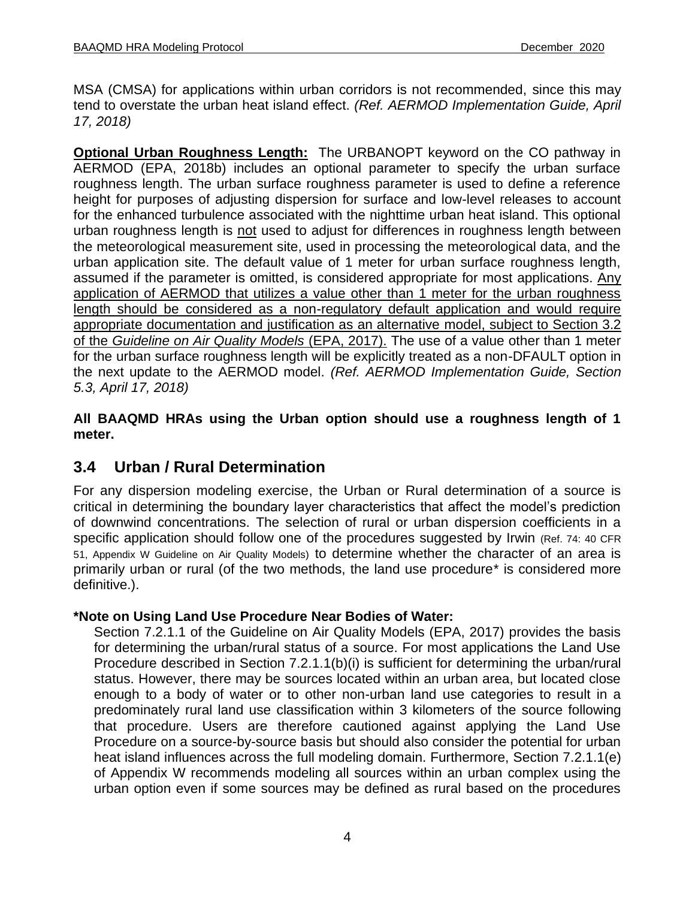MSA (CMSA) for applications within urban corridors is not recommended, since this may tend to overstate the urban heat island effect. *(Ref. AERMOD Implementation Guide, April 17, 2018)*

**Optional Urban Roughness Length:** The URBANOPT keyword on the CO pathway in AERMOD (EPA, 2018b) includes an optional parameter to specify the urban surface roughness length. The urban surface roughness parameter is used to define a reference height for purposes of adjusting dispersion for surface and low-level releases to account for the enhanced turbulence associated with the nighttime urban heat island. This optional urban roughness length is not used to adjust for differences in roughness length between the meteorological measurement site, used in processing the meteorological data, and the urban application site. The default value of 1 meter for urban surface roughness length, assumed if the parameter is omitted, is considered appropriate for most applications. Any application of AERMOD that utilizes a value other than 1 meter for the urban roughness length should be considered as a non-regulatory default application and would require appropriate documentation and justification as an alternative model, subject to Section 3.2 of the *Guideline on Air Quality Models* (EPA, 2017). The use of a value other than 1 meter for the urban surface roughness length will be explicitly treated as a non-DFAULT option in the next update to the AERMOD model. *(Ref. AERMOD Implementation Guide, Section 5.3, April 17, 2018)*

**All BAAQMD HRAs using the Urban option should use a roughness length of 1 meter.**

## 3.4 Urban / Rural Determination

For any dispersion modeling exercise, the Urban or Rural determination of a source is critical in determining the boundary layer characteristics that affect the model's prediction of downwind concentrations. The selection of rural or urban dispersion coefficients in a specific application should follow one of the procedures suggested by Irwin (Ref. 74: 40 CFR 51, Appendix W Guideline on Air Quality Models) to determine whether the character of an area is primarily urban or rural (of the two methods, the land use procedure* is considered more definitive.).

**\*Note on Using Land Use Procedure Near Bodies of Water:**

Section 7.2.1.1 of the Guideline on Air Quality Models (EPA, 2017) provides the basis for determining the urban/rural status of a source. For most applications the Land Use Procedure described in Section 7.2.1.1(b)(i) is sufficient for determining the urban/rural status. However, there may be sources located within an urban area, but located close enough to a body of water or to other non-urban land use categories to result in a predominately rural land use classification within 3 kilometers of the source following that procedure. Users are therefore cautioned against applying the Land Use Procedure on a source-by-source basis but should also consider the potential for urban heat island influences across the full modeling domain. Furthermore, Section 7.2.1.1(e) of Appendix W recommends modeling all sources within an urban complex using the urban option even if some sources may be defined as rural based on the procedures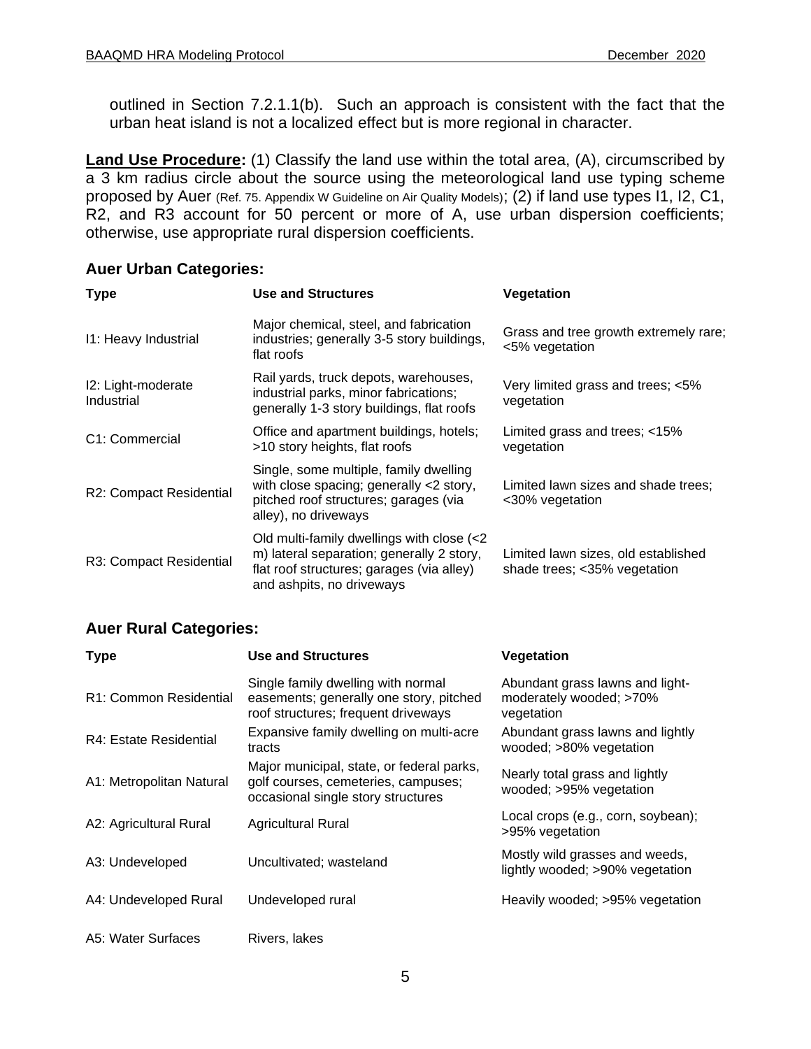outlined in Section 7.2.1.1(b). Such an approach is consistent with the fact that the urban heat island is not a localized effect but is more regional in character.

**Land Use Procedure:** (1) Classify the land use within the total area, (A), circumscribed by a 3 km radius circle about the source using the meteorological land use typing scheme proposed by Auer (Ref. 75. Appendix W Guideline on Air Quality Models); (2) if land use types I1, I2, C1, R2, and R3 account for 50 percent or more of A, use urban dispersion coefficients; otherwise, use appropriate rural dispersion coefficients.

### Auer Urban Categories:

| Type | Use and Structures | Vegetation |
|---|---|---|
| I1: Heavy Industrial | Major chemical, steel, and fabrication industries; generally 3-5 story buildings, flat roofs | Grass and tree growth extremely rare; <5% vegetation |
| I2: Light-moderate Industrial | Rail yards, truck depots, warehouses, industrial parks, minor fabrications; generally 1-3 story buildings, flat roofs | Very limited grass and trees; <5% vegetation |
| C1: Commercial | Office and apartment buildings, hotels; >10 story heights, flat roofs | Limited grass and trees; <15% vegetation |
| R2: Compact Residential | Single, some multiple, family dwelling with close spacing; generally <2 story, pitched roof structures; garages (via alley), no driveways | Limited lawn sizes and shade trees; <30% vegetation |
| R3: Compact Residential | Old multi-family dwellings with close (<2 m) lateral separation; generally 2 story, flat roof structures; garages (via alley) and ashpits, no driveways | Limited lawn sizes, old established shade trees; <35% vegetation |

### Auer Rural Categories:

| Type | Use and Structures | Vegetation |
|---|---|---|
| R1: Common Residential | Single family dwelling with normal easements; generally one story, pitched roof structures; frequent driveways | Abundant grass lawns and light-moderately wooded; >70% vegetation |
| R4: Estate Residential | Expansive family dwelling on multi-acre tracts | Abundant grass lawns and lightly wooded; >80% vegetation |
| A1: Metropolitan Natural | Major municipal, state, or federal parks, golf courses, cemeteries, campuses; occasional single story structures | Nearly total grass and lightly wooded; >95% vegetation |
| A2: Agricultural Rural | Agricultural Rural | Local crops (e.g., corn, soybean); >95% vegetation |
| A3: Undeveloped | Uncultivated; wasteland | Mostly wild grasses and weeds, lightly wooded; >90% vegetation |
| A4: Undeveloped Rural | Undeveloped rural | Heavily wooded; >95% vegetation |
| A5: Water Surfaces | Rivers, lakes | |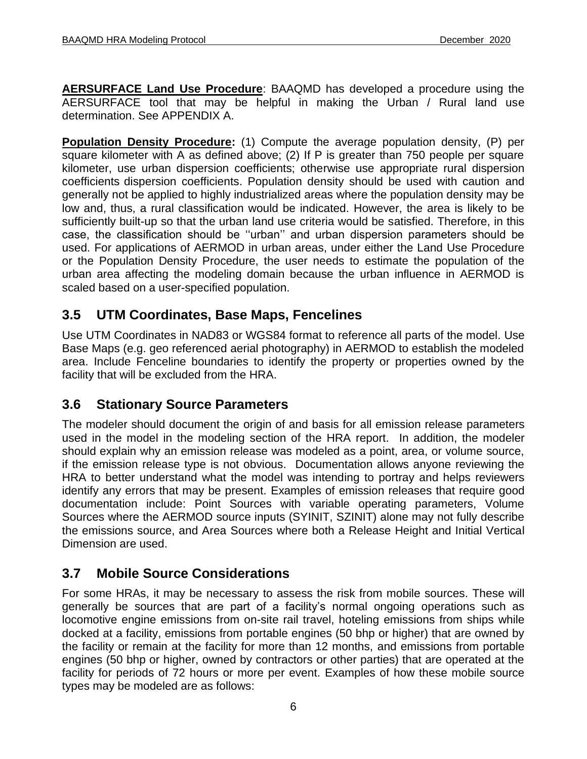**AERSURFACE Land Use Procedure**: BAAQMD has developed a procedure using the AERSURFACE tool that may be helpful in making the Urban / Rural land use determination. See APPENDIX A.

**Population Density Procedure:** (1) Compute the average population density, (P) per square kilometer with A as defined above; (2) If P is greater than 750 people per square kilometer, use urban dispersion coefficients; otherwise use appropriate rural dispersion coefficients dispersion coefficients. Population density should be used with caution and generally not be applied to highly industrialized areas where the population density may be low and, thus, a rural classification would be indicated. However, the area is likely to be sufficiently built-up so that the urban land use criteria would be satisfied. Therefore, in this case, the classification should be ''urban'' and urban dispersion parameters should be used. For applications of AERMOD in urban areas, under either the Land Use Procedure or the Population Density Procedure, the user needs to estimate the population of the urban area affecting the modeling domain because the urban influence in AERMOD is scaled based on a user-specified population.

## 3.5 UTM Coordinates, Base Maps, Fencelines

Use UTM Coordinates in NAD83 or WGS84 format to reference all parts of the model. Use Base Maps (e.g. geo referenced aerial photography) in AERMOD to establish the modeled area. Include Fenceline boundaries to identify the property or properties owned by the facility that will be excluded from the HRA.

## 3.6 Stationary Source Parameters

The modeler should document the origin of and basis for all emission release parameters used in the model in the modeling section of the HRA report. In addition, the modeler should explain why an emission release was modeled as a point, area, or volume source, if the emission release type is not obvious. Documentation allows anyone reviewing the HRA to better understand what the model was intending to portray and helps reviewers identify any errors that may be present. Examples of emission releases that require good documentation include: Point Sources with variable operating parameters, Volume Sources where the AERMOD source inputs (SYINIT, SZINIT) alone may not fully describe the emissions source, and Area Sources where both a Release Height and Initial Vertical Dimension are used.

## 3.7 Mobile Source Considerations

For some HRAs, it may be necessary to assess the risk from mobile sources. These will generally be sources that are part of a facility's normal ongoing operations such as locomotive engine emissions from on-site rail travel, hoteling emissions from ships while docked at a facility, emissions from portable engines (50 bhp or higher) that are owned by the facility or remain at the facility for more than 12 months, and emissions from portable engines (50 bhp or higher, owned by contractors or other parties) that are operated at the facility for periods of 72 hours or more per event. Examples of how these mobile source types may be modeled are as follows: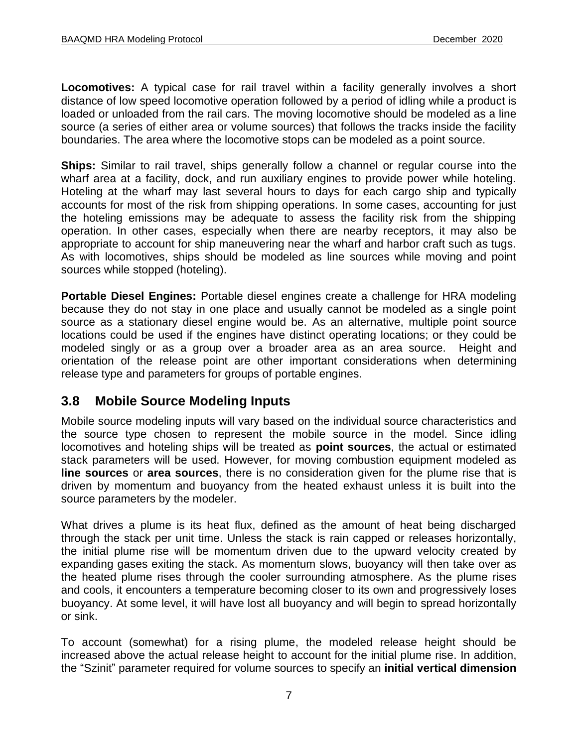**Locomotives:** A typical case for rail travel within a facility generally involves a short distance of low speed locomotive operation followed by a period of idling while a product is loaded or unloaded from the rail cars. The moving locomotive should be modeled as a line source (a series of either area or volume sources) that follows the tracks inside the facility boundaries. The area where the locomotive stops can be modeled as a point source.

**Ships:** Similar to rail travel, ships generally follow a channel or regular course into the wharf area at a facility, dock, and run auxiliary engines to provide power while hoteling. Hoteling at the wharf may last several hours to days for each cargo ship and typically accounts for most of the risk from shipping operations. In some cases, accounting for just the hoteling emissions may be adequate to assess the facility risk from the shipping operation. In other cases, especially when there are nearby receptors, it may also be appropriate to account for ship maneuvering near the wharf and harbor craft such as tugs. As with locomotives, ships should be modeled as line sources while moving and point sources while stopped (hoteling).

**Portable Diesel Engines:** Portable diesel engines create a challenge for HRA modeling because they do not stay in one place and usually cannot be modeled as a single point source as a stationary diesel engine would be. As an alternative, multiple point source locations could be used if the engines have distinct operating locations; or they could be modeled singly or as a group over a broader area as an area source. Height and orientation of the release point are other important considerations when determining release type and parameters for groups of portable engines.

## 3.8 Mobile Source Modeling Inputs

Mobile source modeling inputs will vary based on the individual source characteristics and the source type chosen to represent the mobile source in the model. Since idling locomotives and hoteling ships will be treated as **point sources**, the actual or estimated stack parameters will be used. However, for moving combustion equipment modeled as **line sources** or **area sources**, there is no consideration given for the plume rise that is driven by momentum and buoyancy from the heated exhaust unless it is built into the source parameters by the modeler.

What drives a plume is its heat flux, defined as the amount of heat being discharged through the stack per unit time. Unless the stack is rain capped or releases horizontally, the initial plume rise will be momentum driven due to the upward velocity created by expanding gases exiting the stack. As momentum slows, buoyancy will then take over as the heated plume rises through the cooler surrounding atmosphere. As the plume rises and cools, it encounters a temperature becoming closer to its own and progressively loses buoyancy. At some level, it will have lost all buoyancy and will begin to spread horizontally or sink.

To account (somewhat) for a rising plume, the modeled release height should be increased above the actual release height to account for the initial plume rise. In addition, the "Szinit" parameter required for volume sources to specify an **initial vertical dimension**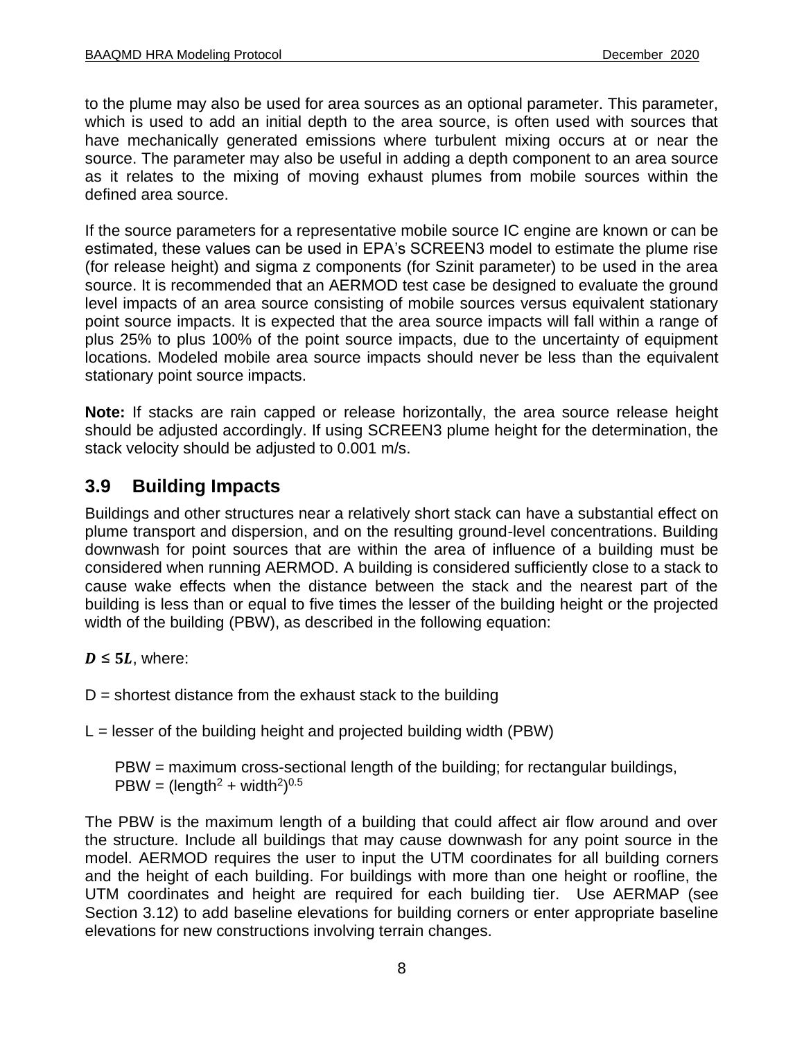to the plume may also be used for area sources as an optional parameter. This parameter, which is used to add an initial depth to the area source, is often used with sources that have mechanically generated emissions where turbulent mixing occurs at or near the source. The parameter may also be useful in adding a depth component to an area source as it relates to the mixing of moving exhaust plumes from mobile sources within the defined area source.

If the source parameters for a representative mobile source IC engine are known or can be estimated, these values can be used in EPA's SCREEN3 model to estimate the plume rise (for release height) and sigma z components (for Szinit parameter) to be used in the area source. It is recommended that an AERMOD test case be designed to evaluate the ground level impacts of an area source consisting of mobile sources versus equivalent stationary point source impacts. It is expected that the area source impacts will fall within a range of plus 25% to plus 100% of the point source impacts, due to the uncertainty of equipment locations. Modeled mobile area source impacts should never be less than the equivalent stationary point source impacts.

**Note:** If stacks are rain capped or release horizontally, the area source release height should be adjusted accordingly. If using SCREEN3 plume height for the determination, the stack velocity should be adjusted to 0.001 m/s.

## 3.9 Building Impacts

Buildings and other structures near a relatively short stack can have a substantial effect on plume transport and dispersion, and on the resulting ground-level concentrations. Building downwash for point sources that are within the area of influence of a building must be considered when running AERMOD. A building is considered sufficiently close to a stack to cause wake effects when the distance between the stack and the nearest part of the building is less than or equal to five times the lesser of the building height or the projected width of the building (PBW), as described in the following equation:

$\boldsymbol{D \leq 5L}$, where:

D = shortest distance from the exhaust stack to the building

L = lesser of the building height and projected building width (PBW)

PBW = maximum cross-sectional length of the building; for rectangular buildings, PBW = $(\text{length}^2 + \text{width}^2)^{0.5}$

The PBW is the maximum length of a building that could affect air flow around and over the structure. Include all buildings that may cause downwash for any point source in the model. AERMOD requires the user to input the UTM coordinates for all building corners and the height of each building. For buildings with more than one height or roofline, the UTM coordinates and height are required for each building tier. Use AERMAP (see Section 3.12) to add baseline elevations for building corners or enter appropriate baseline elevations for new constructions involving terrain changes.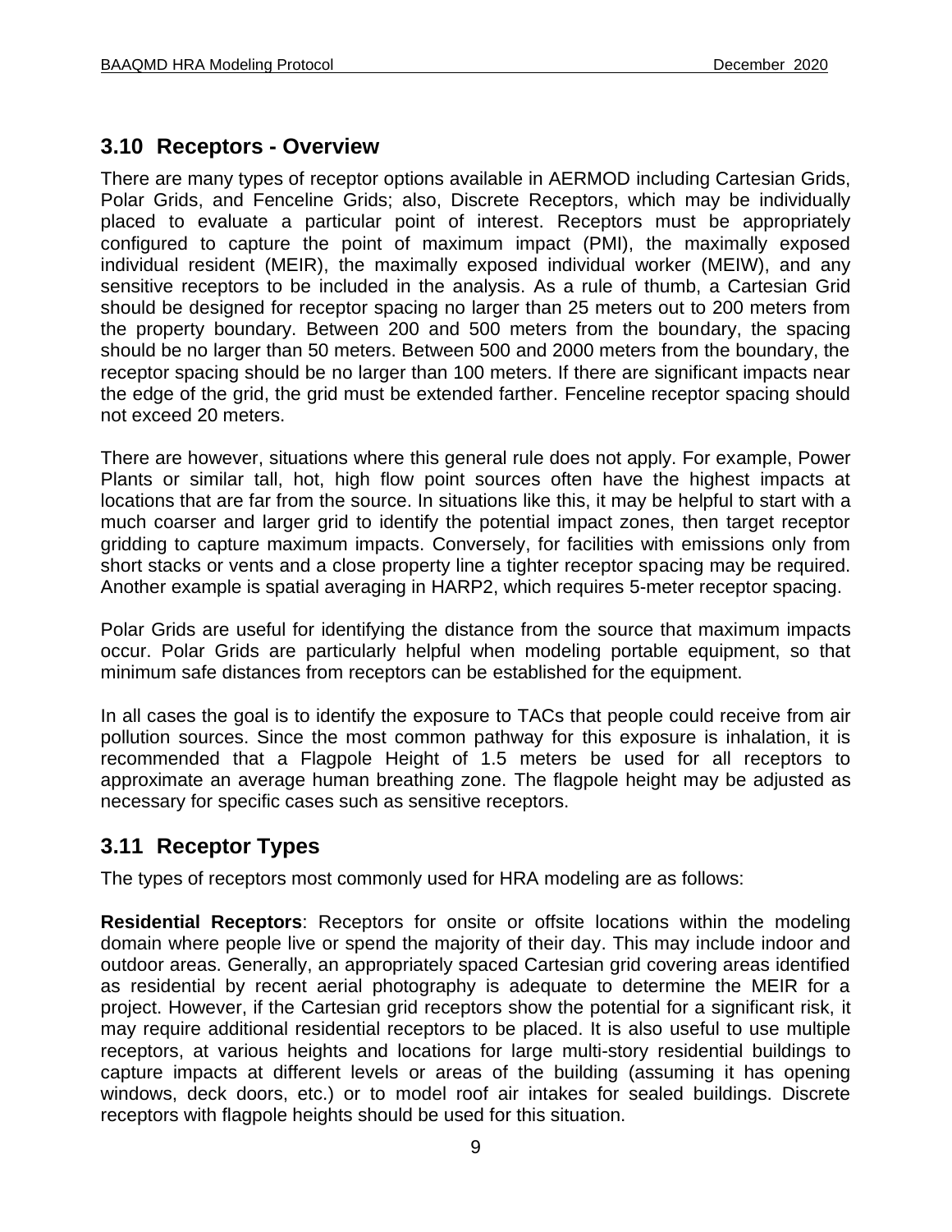## 3.10 Receptors - Overview

There are many types of receptor options available in AERMOD including Cartesian Grids, Polar Grids, and Fenceline Grids; also, Discrete Receptors, which may be individually placed to evaluate a particular point of interest. Receptors must be appropriately configured to capture the point of maximum impact (PMI), the maximally exposed individual resident (MEIR), the maximally exposed individual worker (MEIW), and any sensitive receptors to be included in the analysis. As a rule of thumb, a Cartesian Grid should be designed for receptor spacing no larger than 25 meters out to 200 meters from the property boundary. Between 200 and 500 meters from the boundary, the spacing should be no larger than 50 meters. Between 500 and 2000 meters from the boundary, the receptor spacing should be no larger than 100 meters. If there are significant impacts near the edge of the grid, the grid must be extended farther. Fenceline receptor spacing should not exceed 20 meters.

There are however, situations where this general rule does not apply. For example, Power Plants or similar tall, hot, high flow point sources often have the highest impacts at locations that are far from the source. In situations like this, it may be helpful to start with a much coarser and larger grid to identify the potential impact zones, then target receptor gridding to capture maximum impacts. Conversely, for facilities with emissions only from short stacks or vents and a close property line a tighter receptor spacing may be required. Another example is spatial averaging in HARP2, which requires 5-meter receptor spacing.

Polar Grids are useful for identifying the distance from the source that maximum impacts occur. Polar Grids are particularly helpful when modeling portable equipment, so that minimum safe distances from receptors can be established for the equipment.

In all cases the goal is to identify the exposure to TACs that people could receive from air pollution sources. Since the most common pathway for this exposure is inhalation, it is recommended that a Flagpole Height of 1.5 meters be used for all receptors to approximate an average human breathing zone. The flagpole height may be adjusted as necessary for specific cases such as sensitive receptors.

## 3.11 Receptor Types

The types of receptors most commonly used for HRA modeling are as follows:

**Residential Receptors**: Receptors for onsite or offsite locations within the modeling domain where people live or spend the majority of their day. This may include indoor and outdoor areas. Generally, an appropriately spaced Cartesian grid covering areas identified as residential by recent aerial photography is adequate to determine the MEIR for a project. However, if the Cartesian grid receptors show the potential for a significant risk, it may require additional residential receptors to be placed. It is also useful to use multiple receptors, at various heights and locations for large multi-story residential buildings to capture impacts at different levels or areas of the building (assuming it has opening windows, deck doors, etc.) or to model roof air intakes for sealed buildings. Discrete receptors with flagpole heights should be used for this situation.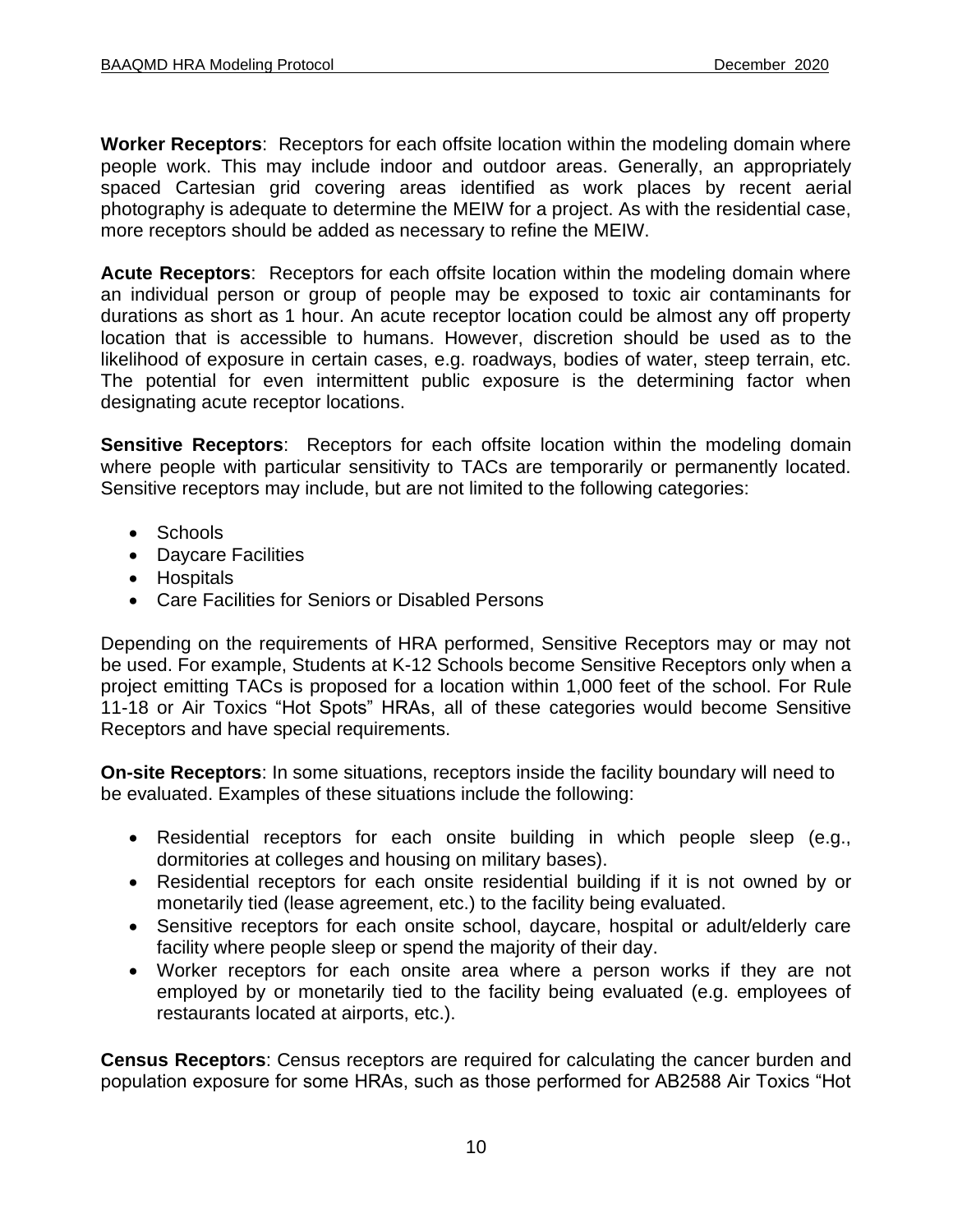**Worker Receptors**: Receptors for each offsite location within the modeling domain where people work. This may include indoor and outdoor areas. Generally, an appropriately spaced Cartesian grid covering areas identified as work places by recent aerial photography is adequate to determine the MEIW for a project. As with the residential case, more receptors should be added as necessary to refine the MEIW.

**Acute Receptors**: Receptors for each offsite location within the modeling domain where an individual person or group of people may be exposed to toxic air contaminants for durations as short as 1 hour. An acute receptor location could be almost any off property location that is accessible to humans. However, discretion should be used as to the likelihood of exposure in certain cases, e.g. roadways, bodies of water, steep terrain, etc. The potential for even intermittent public exposure is the determining factor when designating acute receptor locations.

**Sensitive Receptors**: Receptors for each offsite location within the modeling domain where people with particular sensitivity to TACs are temporarily or permanently located. Sensitive receptors may include, but are not limited to the following categories:

- Schools
- Daycare Facilities
- Hospitals
- Care Facilities for Seniors or Disabled Persons

Depending on the requirements of HRA performed, Sensitive Receptors may or may not be used. For example, Students at K-12 Schools become Sensitive Receptors only when a project emitting TACs is proposed for a location within 1,000 feet of the school. For Rule 11-18 or Air Toxics "Hot Spots" HRAs, all of these categories would become Sensitive Receptors and have special requirements.

**On-site Receptors**: In some situations, receptors inside the facility boundary will need to be evaluated. Examples of these situations include the following:

- Residential receptors for each onsite building in which people sleep (e.g., dormitories at colleges and housing on military bases).
- Residential receptors for each onsite residential building if it is not owned by or monetarily tied (lease agreement, etc.) to the facility being evaluated.
- Sensitive receptors for each onsite school, daycare, hospital or adult/elderly care facility where people sleep or spend the majority of their day.
- Worker receptors for each onsite area where a person works if they are not employed by or monetarily tied to the facility being evaluated (e.g. employees of restaurants located at airports, etc.).

**Census Receptors**: Census receptors are required for calculating the cancer burden and population exposure for some HRAs, such as those performed for AB2588 Air Toxics "Hot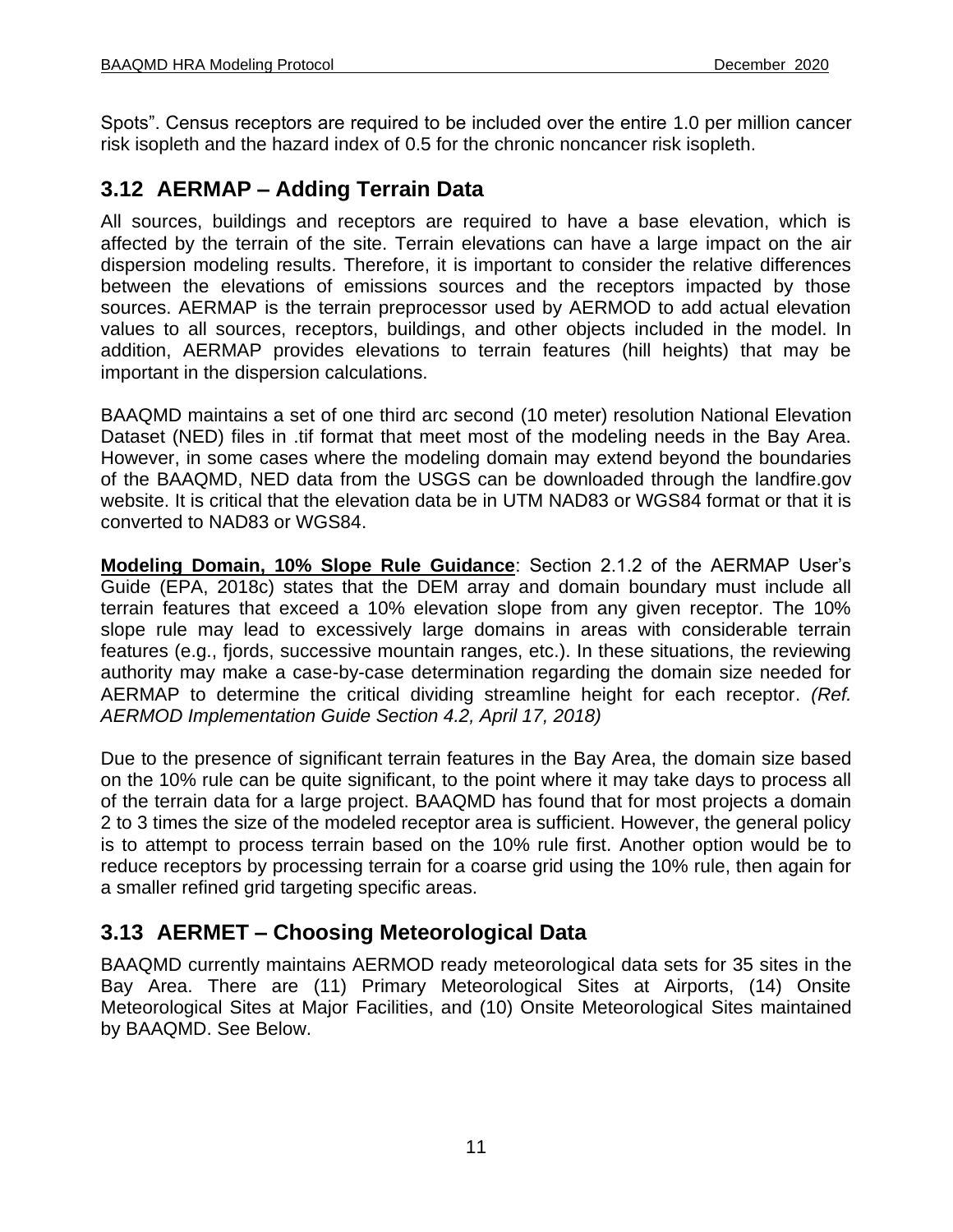Spots". Census receptors are required to be included over the entire 1.0 per million cancer risk isopleth and the hazard index of 0.5 for the chronic noncancer risk isopleth.

## 3.12 AERMAP – Adding Terrain Data

All sources, buildings and receptors are required to have a base elevation, which is affected by the terrain of the site. Terrain elevations can have a large impact on the air dispersion modeling results. Therefore, it is important to consider the relative differences between the elevations of emissions sources and the receptors impacted by those sources. AERMAP is the terrain preprocessor used by AERMOD to add actual elevation values to all sources, receptors, buildings, and other objects included in the model. In addition, AERMAP provides elevations to terrain features (hill heights) that may be important in the dispersion calculations.

BAAQMD maintains a set of one third arc second (10 meter) resolution National Elevation Dataset (NED) files in .tif format that meet most of the modeling needs in the Bay Area. However, in some cases where the modeling domain may extend beyond the boundaries of the BAAQMD, NED data from the USGS can be downloaded through the landfire.gov website. It is critical that the elevation data be in UTM NAD83 or WGS84 format or that it is converted to NAD83 or WGS84.

**Modeling Domain, 10% Slope Rule Guidance**: Section 2.1.2 of the AERMAP User's Guide (EPA, 2018c) states that the DEM array and domain boundary must include all terrain features that exceed a 10% elevation slope from any given receptor. The 10% slope rule may lead to excessively large domains in areas with considerable terrain features (e.g., fjords, successive mountain ranges, etc.). In these situations, the reviewing authority may make a case-by-case determination regarding the domain size needed for AERMAP to determine the critical dividing streamline height for each receptor. *(Ref. AERMOD Implementation Guide Section 4.2, April 17, 2018)*

Due to the presence of significant terrain features in the Bay Area, the domain size based on the 10% rule can be quite significant, to the point where it may take days to process all of the terrain data for a large project. BAAQMD has found that for most projects a domain 2 to 3 times the size of the modeled receptor area is sufficient. However, the general policy is to attempt to process terrain based on the 10% rule first. Another option would be to reduce receptors by processing terrain for a coarse grid using the 10% rule, then again for a smaller refined grid targeting specific areas.

## 3.13 AERMET – Choosing Meteorological Data

BAAQMD currently maintains AERMOD ready meteorological data sets for 35 sites in the Bay Area. There are (11) Primary Meteorological Sites at Airports, (14) Onsite Meteorological Sites at Major Facilities, and (10) Onsite Meteorological Sites maintained by BAAQMD. See Below.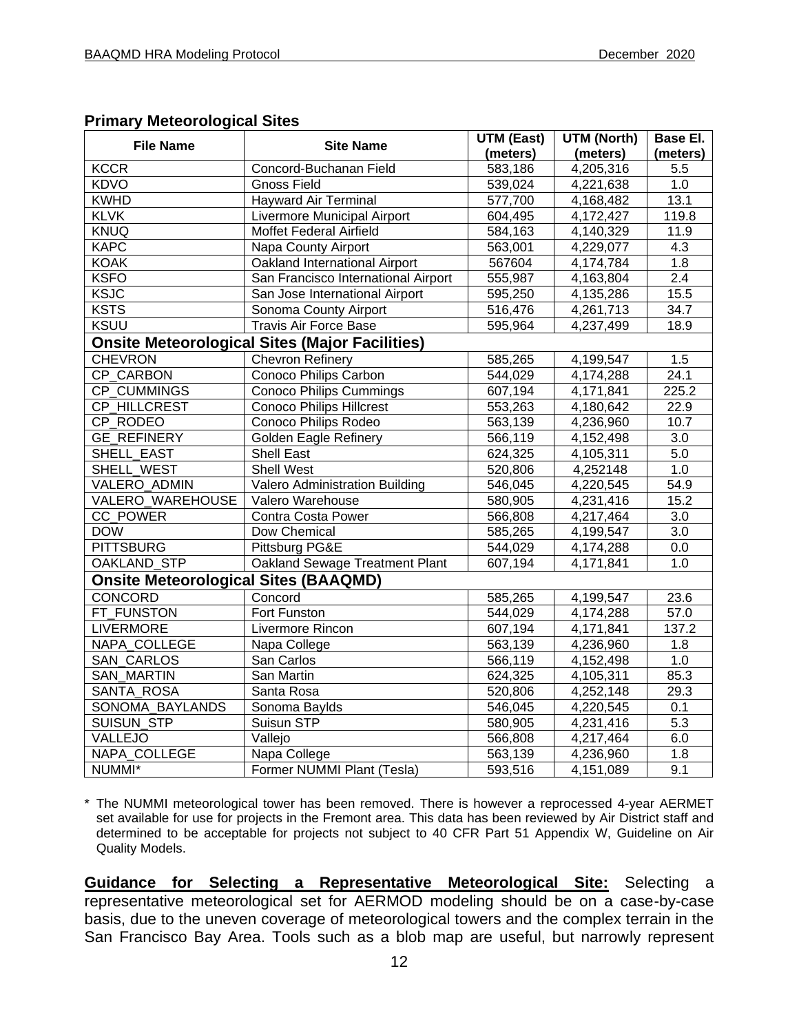### Primary Meteorological Sites

| File Name | Site Name | UTM (East) (meters) | UTM (North) (meters) | Base El. (meters) |
|---|---|---|---|---|
| KCCR | Concord-Buchanan Field | 583,186 | 4,205,316 | 5.5 |
| KDVO | Gnoss Field | 539,024 | 4,221,638 | 1.0 |
| KWHD | Hayward Air Terminal | 577,700 | 4,168,482 | 13.1 |
| KLVK | Livermore Municipal Airport | 604,495 | 4,172,427 | 119.8 |
| KNUQ | Moffet Federal Airfield | 584,163 | 4,140,329 | 11.9 |
| KAPC | Napa County Airport | 563,001 | 4,229,077 | 4.3 |
| KOAK | Oakland International Airport | 567604 | 4,174,784 | 1.8 |
| KSFO | San Francisco International Airport | 555,987 | 4,163,804 | 2.4 |
| KSJC | San Jose International Airport | 595,250 | 4,135,286 | 15.5 |
| KSTS | Sonoma County Airport | 516,476 | 4,261,713 | 34.7 |
| KSUU | Travis Air Force Base | 595,964 | 4,237,499 | 18.9 |
| **Onsite Meteorological Sites (Major Facilities)** | | | | |
| CHEVRON | Chevron Refinery | 585,265 | 4,199,547 | 1.5 |
| CP_CARBON | Conoco Philips Carbon | 544,029 | 4,174,288 | 24.1 |
| CP_CUMMINGS | Conoco Philips Cummings | 607,194 | 4,171,841 | 225.2 |
| CP_HILLCREST | Conoco Philips Hillcrest | 553,263 | 4,180,642 | 22.9 |
| CP_RODEO | Conoco Philips Rodeo | 563,139 | 4,236,960 | 10.7 |
| GE_REFINERY | Golden Eagle Refinery | 566,119 | 4,152,498 | 3.0 |
| SHELL_EAST | Shell East | 624,325 | 4,105,311 | 5.0 |
| SHELL_WEST | Shell West | 520,806 | 4,252148 | 1.0 |
| VALERO_ADMIN | Valero Administration Building | 546,045 | 4,220,545 | 54.9 |
| VALERO_WAREHOUSE | Valero Warehouse | 580,905 | 4,231,416 | 15.2 |
| CC_POWER | Contra Costa Power | 566,808 | 4,217,464 | 3.0 |
| DOW | Dow Chemical | 585,265 | 4,199,547 | 3.0 |
| PITTSBURG | Pittsburg PG&E | 544,029 | 4,174,288 | 0.0 |
| OAKLAND_STP | Oakland Sewage Treatment Plant | 607,194 | 4,171,841 | 1.0 |
| **Onsite Meteorological Sites (BAAQMD)** | | | | |
| CONCORD | Concord | 585,265 | 4,199,547 | 23.6 |
| FT_FUNSTON | Fort Funston | 544,029 | 4,174,288 | 57.0 |
| LIVERMORE | Livermore Rincon | 607,194 | 4,171,841 | 137.2 |
| NAPA_COLLEGE | Napa College | 563,139 | 4,236,960 | 1.8 |
| SAN_CARLOS | San Carlos | 566,119 | 4,152,498 | 1.0 |
| SAN_MARTIN | San Martin | 624,325 | 4,105,311 | 85.3 |
| SANTA_ROSA | Santa Rosa | 520,806 | 4,252,148 | 29.3 |
| SONOMA_BAYLANDS | Sonoma Baylds | 546,045 | 4,220,545 | 0.1 |
| SUISUN_STP | Suisun STP | 580,905 | 4,231,416 | 5.3 |
| VALLEJO | Vallejo | 566,808 | 4,217,464 | 6.0 |
| NAPA_COLLEGE | Napa College | 563,139 | 4,236,960 | 1.8 |
| NUMMI* | Former NUMMI Plant (Tesla) | 593,516 | 4,151,089 | 9.1 |

\* The NUMMI meteorological tower has been removed. There is however a reprocessed 4-year AERMET set available for use for projects in the Fremont area. This data has been reviewed by Air District staff and determined to be acceptable for projects not subject to 40 CFR Part 51 Appendix W, Guideline on Air Quality Models.

**Guidance for Selecting a Representative Meteorological Site:** Selecting a representative meteorological set for AERMOD modeling should be on a case-by-case basis, due to the uneven coverage of meteorological towers and the complex terrain in the San Francisco Bay Area. Tools such as a blob map are useful, but narrowly represent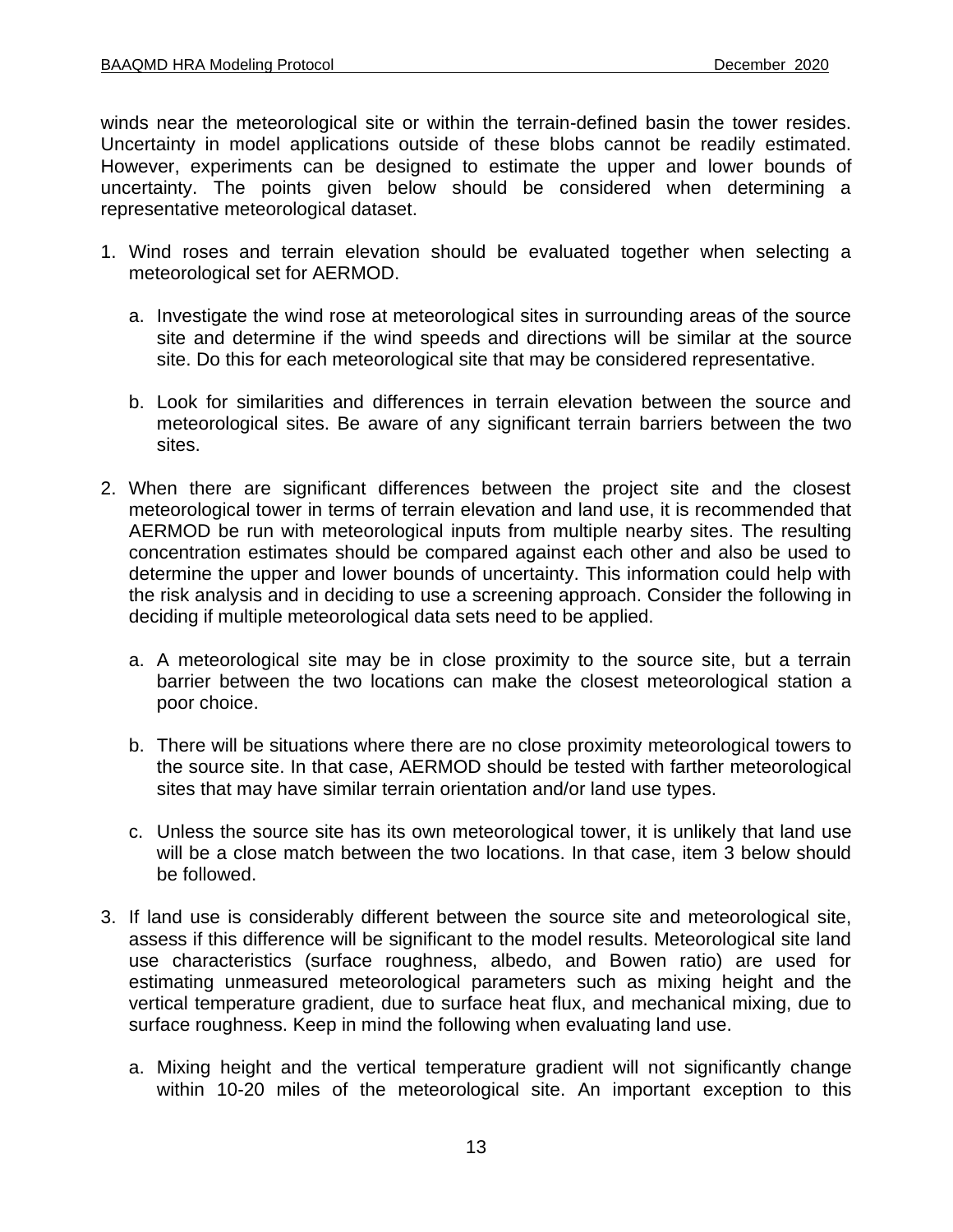winds near the meteorological site or within the terrain-defined basin the tower resides. Uncertainty in model applications outside of these blobs cannot be readily estimated. However, experiments can be designed to estimate the upper and lower bounds of uncertainty. The points given below should be considered when determining a representative meteorological dataset.

1. Wind roses and terrain elevation should be evaluated together when selecting a meteorological set for AERMOD.

   a. Investigate the wind rose at meteorological sites in surrounding areas of the source site and determine if the wind speeds and directions will be similar at the source site. Do this for each meteorological site that may be considered representative.

   b. Look for similarities and differences in terrain elevation between the source and meteorological sites. Be aware of any significant terrain barriers between the two sites.

2. When there are significant differences between the project site and the closest meteorological tower in terms of terrain elevation and land use, it is recommended that AERMOD be run with meteorological inputs from multiple nearby sites. The resulting concentration estimates should be compared against each other and also be used to determine the upper and lower bounds of uncertainty. This information could help with the risk analysis and in deciding to use a screening approach. Consider the following in deciding if multiple meteorological data sets need to be applied.

   a. A meteorological site may be in close proximity to the source site, but a terrain barrier between the two locations can make the closest meteorological station a poor choice.

   b. There will be situations where there are no close proximity meteorological towers to the source site. In that case, AERMOD should be tested with farther meteorological sites that may have similar terrain orientation and/or land use types.

   c. Unless the source site has its own meteorological tower, it is unlikely that land use will be a close match between the two locations. In that case, item 3 below should be followed.

3. If land use is considerably different between the source site and meteorological site, assess if this difference will be significant to the model results. Meteorological site land use characteristics (surface roughness, albedo, and Bowen ratio) are used for estimating unmeasured meteorological parameters such as mixing height and the vertical temperature gradient, due to surface heat flux, and mechanical mixing, due to surface roughness. Keep in mind the following when evaluating land use.

   a. Mixing height and the vertical temperature gradient will not significantly change within 10-20 miles of the meteorological site. An important exception to this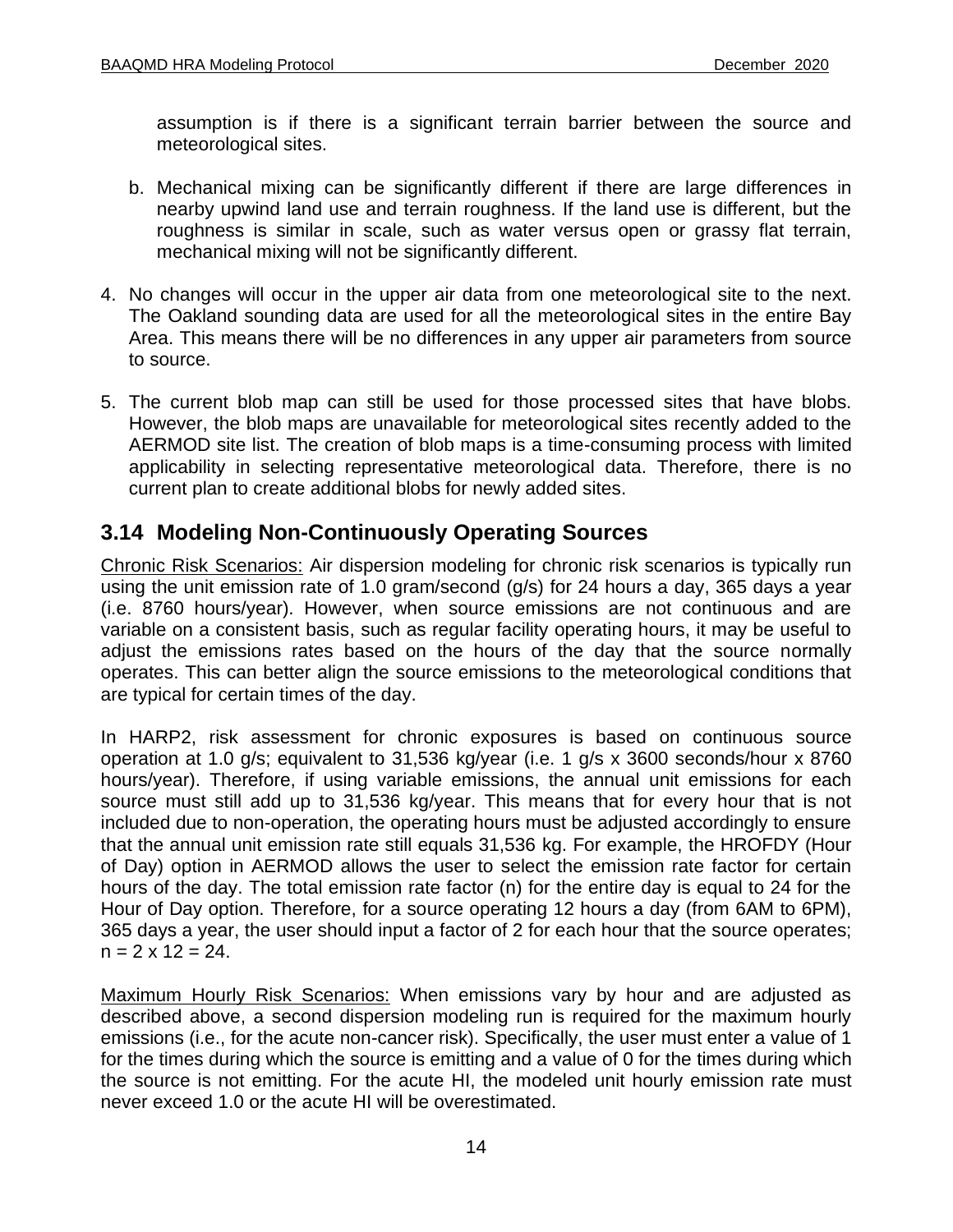assumption is if there is a significant terrain barrier between the source and meteorological sites.

b. Mechanical mixing can be significantly different if there are large differences in nearby upwind land use and terrain roughness. If the land use is different, but the roughness is similar in scale, such as water versus open or grassy flat terrain, mechanical mixing will not be significantly different.

4. No changes will occur in the upper air data from one meteorological site to the next. The Oakland sounding data are used for all the meteorological sites in the entire Bay Area. This means there will be no differences in any upper air parameters from source to source.

5. The current blob map can still be used for those processed sites that have blobs. However, the blob maps are unavailable for meteorological sites recently added to the AERMOD site list. The creation of blob maps is a time-consuming process with limited applicability in selecting representative meteorological data. Therefore, there is no current plan to create additional blobs for newly added sites.

## 3.14 Modeling Non-Continuously Operating Sources

Chronic Risk Scenarios: Air dispersion modeling for chronic risk scenarios is typically run using the unit emission rate of 1.0 gram/second (g/s) for 24 hours a day, 365 days a year (i.e. 8760 hours/year). However, when source emissions are not continuous and are variable on a consistent basis, such as regular facility operating hours, it may be useful to adjust the emissions rates based on the hours of the day that the source normally operates. This can better align the source emissions to the meteorological conditions that are typical for certain times of the day.

In HARP2, risk assessment for chronic exposures is based on continuous source operation at 1.0 g/s; equivalent to 31,536 kg/year (i.e. 1 g/s x 3600 seconds/hour x 8760 hours/year). Therefore, if using variable emissions, the annual unit emissions for each source must still add up to 31,536 kg/year. This means that for every hour that is not included due to non-operation, the operating hours must be adjusted accordingly to ensure that the annual unit emission rate still equals 31,536 kg. For example, the HROFDY (Hour of Day) option in AERMOD allows the user to select the emission rate factor for certain hours of the day. The total emission rate factor (n) for the entire day is equal to 24 for the Hour of Day option. Therefore, for a source operating 12 hours a day (from 6AM to 6PM), 365 days a year, the user should input a factor of 2 for each hour that the source operates; $n = 2 \times 12 = 24$.

Maximum Hourly Risk Scenarios: When emissions vary by hour and are adjusted as described above, a second dispersion modeling run is required for the maximum hourly emissions (i.e., for the acute non-cancer risk). Specifically, the user must enter a value of 1 for the times during which the source is emitting and a value of 0 for the times during which the source is not emitting. For the acute HI, the modeled unit hourly emission rate must never exceed 1.0 or the acute HI will be overestimated.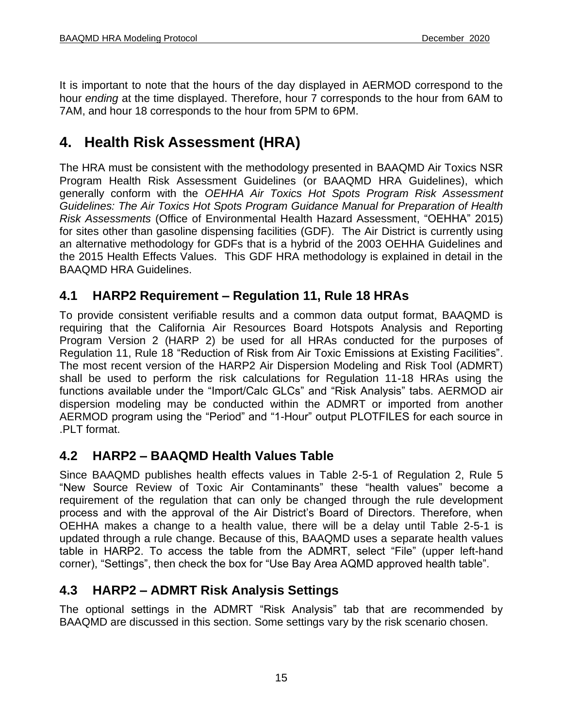It is important to note that the hours of the day displayed in AERMOD correspond to the hour *ending* at the time displayed. Therefore, hour 7 corresponds to the hour from 6AM to 7AM, and hour 18 corresponds to the hour from 5PM to 6PM.

# 4. Health Risk Assessment (HRA)

The HRA must be consistent with the methodology presented in BAAQMD Air Toxics NSR Program Health Risk Assessment Guidelines (or BAAQMD HRA Guidelines), which generally conform with the *OEHHA Air Toxics Hot Spots Program Risk Assessment Guidelines: The Air Toxics Hot Spots Program Guidance Manual for Preparation of Health Risk Assessments* (Office of Environmental Health Hazard Assessment, "OEHHA" 2015) for sites other than gasoline dispensing facilities (GDF). The Air District is currently using an alternative methodology for GDFs that is a hybrid of the 2003 OEHHA Guidelines and the 2015 Health Effects Values. This GDF HRA methodology is explained in detail in the BAAQMD HRA Guidelines.

## 4.1 HARP2 Requirement – Regulation 11, Rule 18 HRAs

To provide consistent verifiable results and a common data output format, BAAQMD is requiring that the California Air Resources Board Hotspots Analysis and Reporting Program Version 2 (HARP 2) be used for all HRAs conducted for the purposes of Regulation 11, Rule 18 "Reduction of Risk from Air Toxic Emissions at Existing Facilities". The most recent version of the HARP2 Air Dispersion Modeling and Risk Tool (ADMRT) shall be used to perform the risk calculations for Regulation 11-18 HRAs using the functions available under the "Import/Calc GLCs" and "Risk Analysis" tabs. AERMOD air dispersion modeling may be conducted within the ADMRT or imported from another AERMOD program using the "Period" and "1-Hour" output PLOTFILES for each source in .PLT format.

## 4.2 HARP2 – BAAQMD Health Values Table

Since BAAQMD publishes health effects values in Table 2-5-1 of Regulation 2, Rule 5 "New Source Review of Toxic Air Contaminants" these "health values" become a requirement of the regulation that can only be changed through the rule development process and with the approval of the Air District's Board of Directors. Therefore, when OEHHA makes a change to a health value, there will be a delay until Table 2-5-1 is updated through a rule change. Because of this, BAAQMD uses a separate health values table in HARP2. To access the table from the ADMRT, select "File" (upper left-hand corner), "Settings", then check the box for "Use Bay Area AQMD approved health table".

## 4.3 HARP2 – ADMRT Risk Analysis Settings

The optional settings in the ADMRT "Risk Analysis" tab that are recommended by BAAQMD are discussed in this section. Some settings vary by the risk scenario chosen.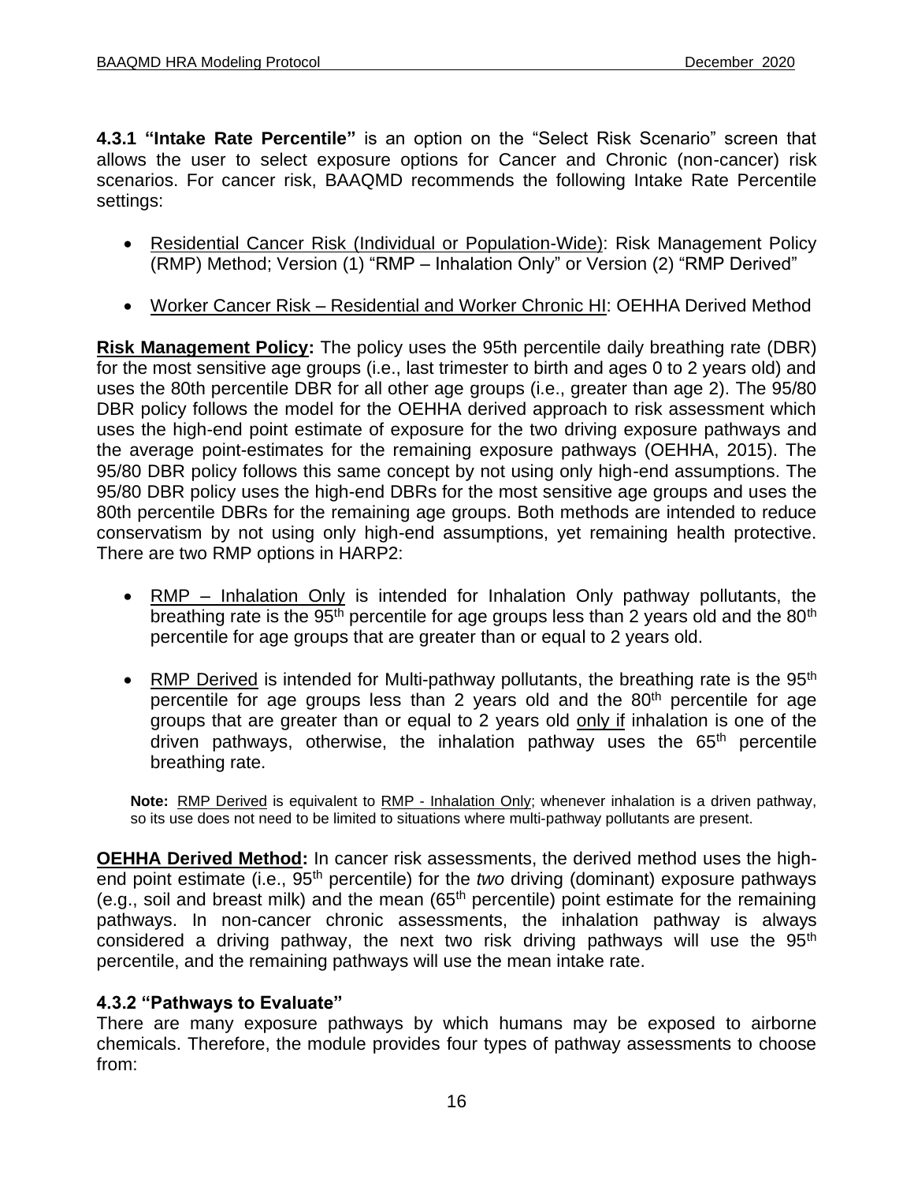**4.3.1 "Intake Rate Percentile"** is an option on the "Select Risk Scenario" screen that allows the user to select exposure options for Cancer and Chronic (non-cancer) risk scenarios. For cancer risk, BAAQMD recommends the following Intake Rate Percentile settings:

- Residential Cancer Risk (Individual or Population-Wide): Risk Management Policy (RMP) Method; Version (1) "RMP – Inhalation Only" or Version (2) "RMP Derived"
- Worker Cancer Risk – Residential and Worker Chronic HI: OEHHA Derived Method

**Risk Management Policy:** The policy uses the 95th percentile daily breathing rate (DBR) for the most sensitive age groups (i.e., last trimester to birth and ages 0 to 2 years old) and uses the 80th percentile DBR for all other age groups (i.e., greater than age 2). The 95/80 DBR policy follows the model for the OEHHA derived approach to risk assessment which uses the high-end point estimate of exposure for the two driving exposure pathways and the average point-estimates for the remaining exposure pathways (OEHHA, 2015). The 95/80 DBR policy follows this same concept by not using only high-end assumptions. The 95/80 DBR policy uses the high-end DBRs for the most sensitive age groups and uses the 80th percentile DBRs for the remaining age groups. Both methods are intended to reduce conservatism by not using only high-end assumptions, yet remaining health protective. There are two RMP options in HARP2:

- RMP – Inhalation Only is intended for Inhalation Only pathway pollutants, the breathing rate is the 95th percentile for age groups less than 2 years old and the 80th percentile for age groups that are greater than or equal to 2 years old.
- RMP Derived is intended for Multi-pathway pollutants, the breathing rate is the 95th percentile for age groups less than 2 years old and the 80th percentile for age groups that are greater than or equal to 2 years old only if inhalation is one of the driven pathways, otherwise, the inhalation pathway uses the 65th percentile breathing rate.

**Note:** RMP Derived is equivalent to RMP - Inhalation Only; whenever inhalation is a driven pathway, so its use does not need to be limited to situations where multi-pathway pollutants are present.

**OEHHA Derived Method:** In cancer risk assessments, the derived method uses the high-end point estimate (i.e., 95th percentile) for the *two* driving (dominant) exposure pathways (e.g., soil and breast milk) and the mean (65th percentile) point estimate for the remaining pathways. In non-cancer chronic assessments, the inhalation pathway is always considered a driving pathway, the next two risk driving pathways will use the 95th percentile, and the remaining pathways will use the mean intake rate.

### 4.3.2 "Pathways to Evaluate"

There are many exposure pathways by which humans may be exposed to airborne chemicals. Therefore, the module provides four types of pathway assessments to choose from: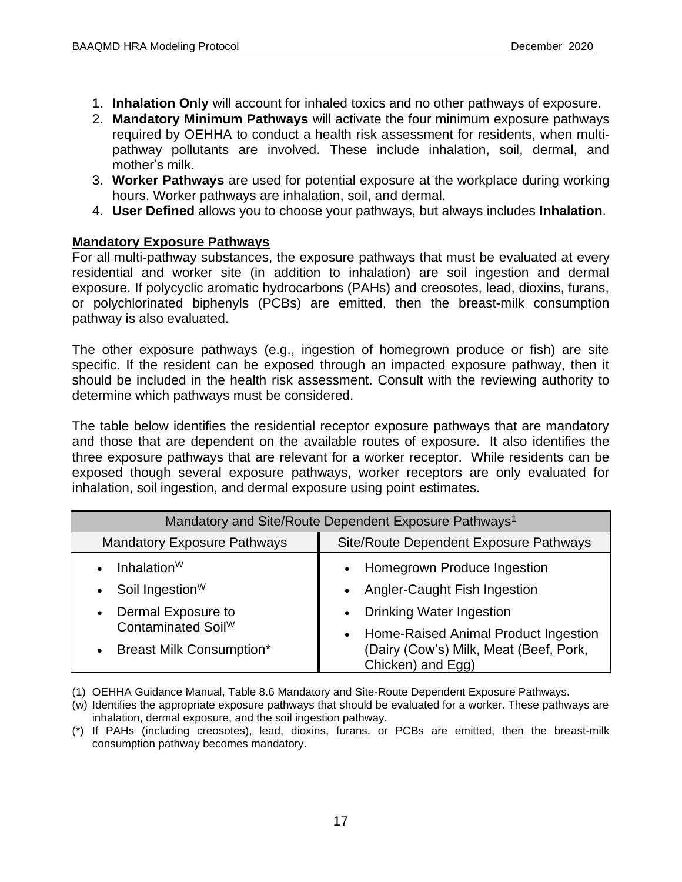1. **Inhalation Only** will account for inhaled toxics and no other pathways of exposure.
2. **Mandatory Minimum Pathways** will activate the four minimum exposure pathways required by OEHHA to conduct a health risk assessment for residents, when multi-pathway pollutants are involved. These include inhalation, soil, dermal, and mother's milk.
3. **Worker Pathways** are used for potential exposure at the workplace during working hours. Worker pathways are inhalation, soil, and dermal.
4. **User Defined** allows you to choose your pathways, but always includes **Inhalation**.

**Mandatory Exposure Pathways**

For all multi-pathway substances, the exposure pathways that must be evaluated at every residential and worker site (in addition to inhalation) are soil ingestion and dermal exposure. If polycyclic aromatic hydrocarbons (PAHs) and creosotes, lead, dioxins, furans, or polychlorinated biphenyls (PCBs) are emitted, then the breast-milk consumption pathway is also evaluated.

The other exposure pathways (e.g., ingestion of homegrown produce or fish) are site specific. If the resident can be exposed through an impacted exposure pathway, then it should be included in the health risk assessment. Consult with the reviewing authority to determine which pathways must be considered.

The table below identifies the residential receptor exposure pathways that are mandatory and those that are dependent on the available routes of exposure. It also identifies the three exposure pathways that are relevant for a worker receptor. While residents can be exposed though several exposure pathways, worker receptors are only evaluated for inhalation, soil ingestion, and dermal exposure using point estimates.

| Mandatory and Site/Route Dependent Exposure Pathways[1] | |
|---|---|
| **Mandatory Exposure Pathways** | **Site/Route Dependent Exposure Pathways** |
| • Inhalation[W] | • Homegrown Produce Ingestion |
| • Soil Ingestion[W] | • Angler-Caught Fish Ingestion |
| • Dermal Exposure to Contaminated Soil[W] | • Drinking Water Ingestion |
| • Breast Milk Consumption* | • Home-Raised Animal Product Ingestion (Dairy (Cow's) Milk, Meat (Beef, Pork, Chicken) and Egg) |

(1) OEHHA Guidance Manual, Table 8.6 Mandatory and Site-Route Dependent Exposure Pathways.

(w) Identifies the appropriate exposure pathways that should be evaluated for a worker. These pathways are inhalation, dermal exposure, and the soil ingestion pathway.

(*) If PAHs (including creosotes), lead, dioxins, furans, or PCBs are emitted, then the breast-milk consumption pathway becomes mandatory.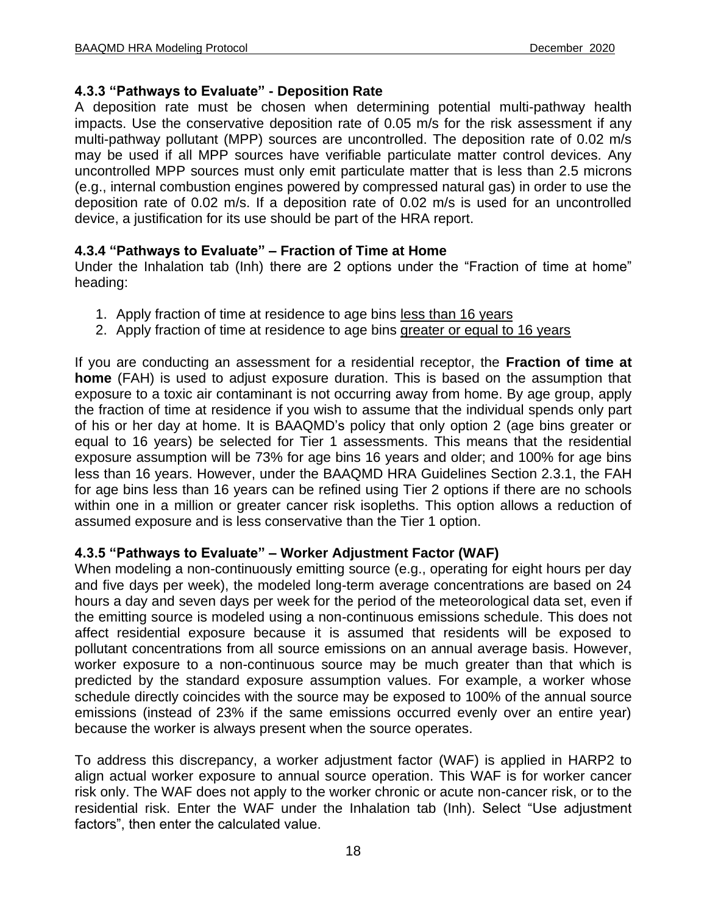### 4.3.3 "Pathways to Evaluate" - Deposition Rate

A deposition rate must be chosen when determining potential multi-pathway health impacts. Use the conservative deposition rate of 0.05 m/s for the risk assessment if any multi-pathway pollutant (MPP) sources are uncontrolled. The deposition rate of 0.02 m/s may be used if all MPP sources have verifiable particulate matter control devices. Any uncontrolled MPP sources must only emit particulate matter that is less than 2.5 microns (e.g., internal combustion engines powered by compressed natural gas) in order to use the deposition rate of 0.02 m/s. If a deposition rate of 0.02 m/s is used for an uncontrolled device, a justification for its use should be part of the HRA report.

### 4.3.4 "Pathways to Evaluate" – Fraction of Time at Home

Under the Inhalation tab (Inh) there are 2 options under the "Fraction of time at home" heading:

1. Apply fraction of time at residence to age bins less than 16 years
2. Apply fraction of time at residence to age bins greater or equal to 16 years

If you are conducting an assessment for a residential receptor, the **Fraction of time at home** (FAH) is used to adjust exposure duration. This is based on the assumption that exposure to a toxic air contaminant is not occurring away from home. By age group, apply the fraction of time at residence if you wish to assume that the individual spends only part of his or her day at home. It is BAAQMD's policy that only option 2 (age bins greater or equal to 16 years) be selected for Tier 1 assessments. This means that the residential exposure assumption will be 73% for age bins 16 years and older; and 100% for age bins less than 16 years. However, under the BAAQMD HRA Guidelines Section 2.3.1, the FAH for age bins less than 16 years can be refined using Tier 2 options if there are no schools within one in a million or greater cancer risk isopleths. This option allows a reduction of assumed exposure and is less conservative than the Tier 1 option.

### 4.3.5 "Pathways to Evaluate" – Worker Adjustment Factor (WAF)

When modeling a non-continuously emitting source (e.g., operating for eight hours per day and five days per week), the modeled long-term average concentrations are based on 24 hours a day and seven days per week for the period of the meteorological data set, even if the emitting source is modeled using a non-continuous emissions schedule. This does not affect residential exposure because it is assumed that residents will be exposed to pollutant concentrations from all source emissions on an annual average basis. However, worker exposure to a non-continuous source may be much greater than that which is predicted by the standard exposure assumption values. For example, a worker whose schedule directly coincides with the source may be exposed to 100% of the annual source emissions (instead of 23% if the same emissions occurred evenly over an entire year) because the worker is always present when the source operates.

To address this discrepancy, a worker adjustment factor (WAF) is applied in HARP2 to align actual worker exposure to annual source operation. This WAF is for worker cancer risk only. The WAF does not apply to the worker chronic or acute non-cancer risk, or to the residential risk. Enter the WAF under the Inhalation tab (Inh). Select "Use adjustment factors", then enter the calculated value.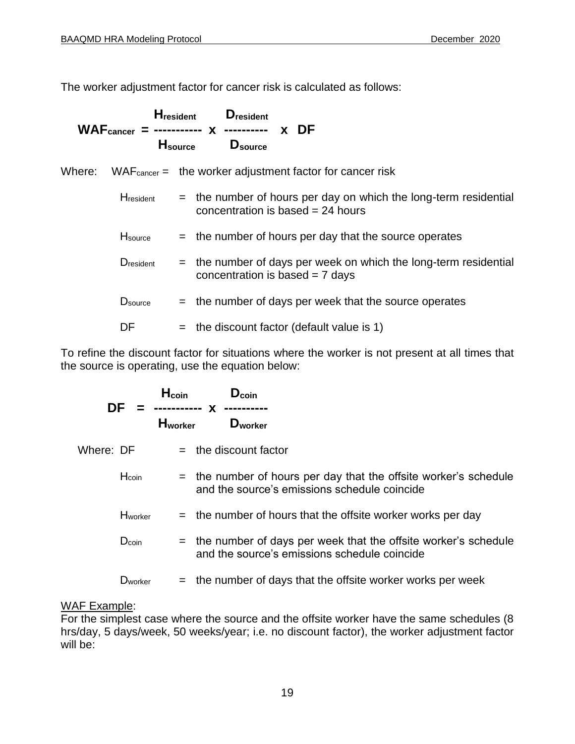The worker adjustment factor for cancer risk is calculated as follows:

$$WAF_{cancer} = \frac{H_{resident}}{H_{source}} \times \frac{D_{resident}}{D_{source}} \times DF$$

Where: $WAF_{cancer}$ = the worker adjustment factor for cancer risk

$H_{resident}$ = the number of hours per day on which the long-term residential concentration is based = 24 hours

$H_{source}$ = the number of hours per day that the source operates

$D_{resident}$ = the number of days per week on which the long-term residential concentration is based = 7 days

$D_{source}$ = the number of days per week that the source operates

DF = the discount factor (default value is 1)

To refine the discount factor for situations where the worker is not present at all times that the source is operating, use the equation below:

$$DF = \frac{H_{coin}}{H_{worker}} \times \frac{D_{coin}}{D_{worker}}$$

Where: DF = the discount factor

$H_{coin}$ = the number of hours per day that the offsite worker's schedule and the source's emissions schedule coincide

$H_{worker}$ = the number of hours that the offsite worker works per day

$D_{coin}$ = the number of days per week that the offsite worker's schedule and the source's emissions schedule coincide

$D_{worker}$ = the number of days that the offsite worker works per week

WAF Example:
For the simplest case where the source and the offsite worker have the same schedules (8 hrs/day, 5 days/week, 50 weeks/year; i.e. no discount factor), the worker adjustment factor will be: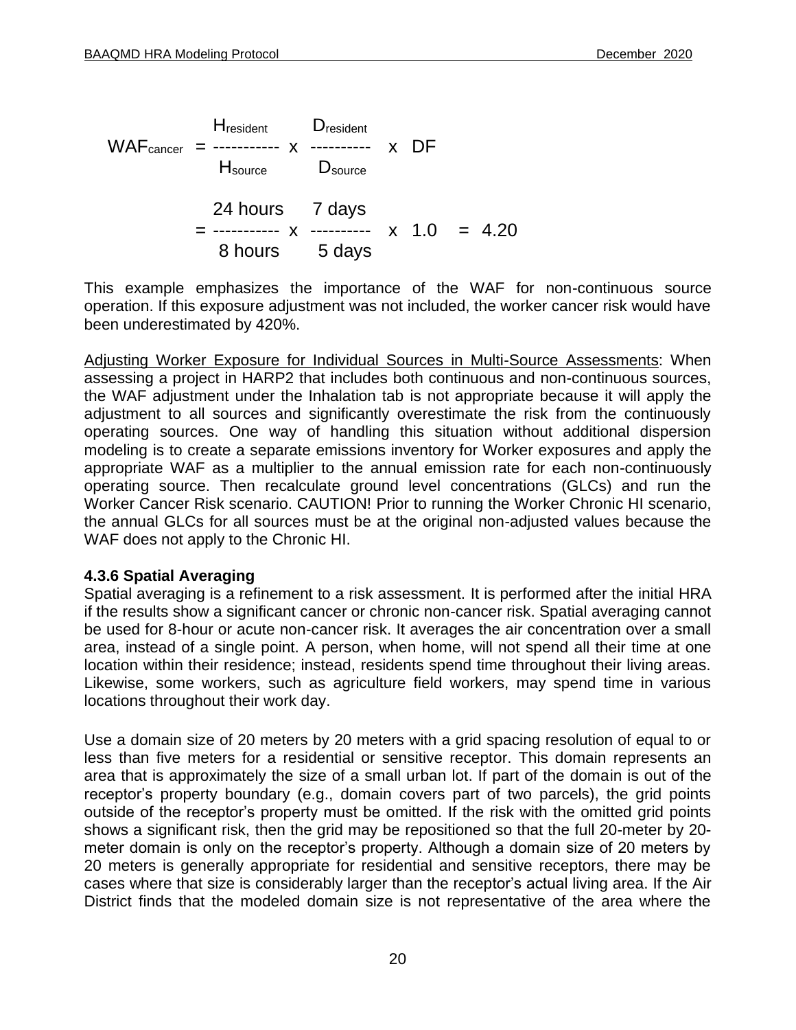$$WAF_{cancer} = \frac{H_{resident}}{H_{source}} \times \frac{D_{resident}}{D_{source}} \times DF$$

$$= \frac{24 \text{ hours}}{8 \text{ hours}} \times \frac{7 \text{ days}}{5 \text{ days}} \times 1.0 = 4.20$$

This example emphasizes the importance of the WAF for non-continuous source operation. If this exposure adjustment was not included, the worker cancer risk would have been underestimated by 420%.

Adjusting Worker Exposure for Individual Sources in Multi-Source Assessments: When assessing a project in HARP2 that includes both continuous and non-continuous sources, the WAF adjustment under the Inhalation tab is not appropriate because it will apply the adjustment to all sources and significantly overestimate the risk from the continuously operating sources. One way of handling this situation without additional dispersion modeling is to create a separate emissions inventory for Worker exposures and apply the appropriate WAF as a multiplier to the annual emission rate for each non-continuously operating source. Then recalculate ground level concentrations (GLCs) and run the Worker Cancer Risk scenario. CAUTION! Prior to running the Worker Chronic HI scenario, the annual GLCs for all sources must be at the original non-adjusted values because the WAF does not apply to the Chronic HI.

### 4.3.6 Spatial Averaging

Spatial averaging is a refinement to a risk assessment. It is performed after the initial HRA if the results show a significant cancer or chronic non-cancer risk. Spatial averaging cannot be used for 8-hour or acute non-cancer risk. It averages the air concentration over a small area, instead of a single point. A person, when home, will not spend all their time at one location within their residence; instead, residents spend time throughout their living areas. Likewise, some workers, such as agriculture field workers, may spend time in various locations throughout their work day.

Use a domain size of 20 meters by 20 meters with a grid spacing resolution of equal to or less than five meters for a residential or sensitive receptor. This domain represents an area that is approximately the size of a small urban lot. If part of the domain is out of the receptor's property boundary (e.g., domain covers part of two parcels), the grid points outside of the receptor's property must be omitted. If the risk with the omitted grid points shows a significant risk, then the grid may be repositioned so that the full 20-meter by 20-meter domain is only on the receptor's property. Although a domain size of 20 meters by 20 meters is generally appropriate for residential and sensitive receptors, there may be cases where that size is considerably larger than the receptor's actual living area. If the Air District finds that the modeled domain size is not representative of the area where the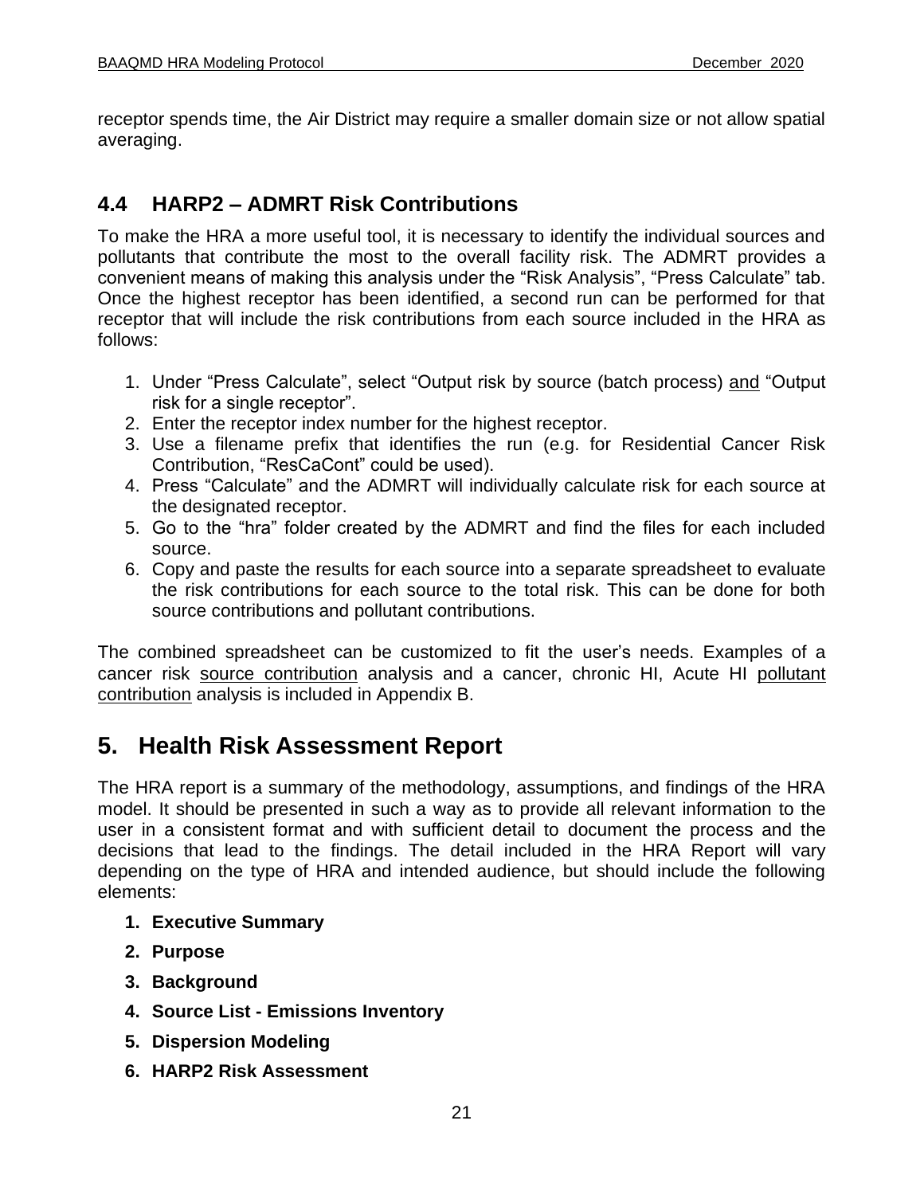receptor spends time, the Air District may require a smaller domain size or not allow spatial averaging.

### 4.4 HARP2 – ADMRT Risk Contributions

To make the HRA a more useful tool, it is necessary to identify the individual sources and pollutants that contribute the most to the overall facility risk. The ADMRT provides a convenient means of making this analysis under the "Risk Analysis", "Press Calculate" tab. Once the highest receptor has been identified, a second run can be performed for that receptor that will include the risk contributions from each source included in the HRA as follows:

1. Under "Press Calculate", select "Output risk by source (batch process) <u>and</u> "Output risk for a single receptor".
2. Enter the receptor index number for the highest receptor.
3. Use a filename prefix that identifies the run (e.g. for Residential Cancer Risk Contribution, "ResCaCont" could be used).
4. Press "Calculate" and the ADMRT will individually calculate risk for each source at the designated receptor.
5. Go to the "hra" folder created by the ADMRT and find the files for each included source.
6. Copy and paste the results for each source into a separate spreadsheet to evaluate the risk contributions for each source to the total risk. This can be done for both source contributions and pollutant contributions.

The combined spreadsheet can be customized to fit the user's needs. Examples of a cancer risk <u>source contribution</u> analysis and a cancer, chronic HI, Acute HI <u>pollutant contribution</u> analysis is included in Appendix B.

## 5. Health Risk Assessment Report

The HRA report is a summary of the methodology, assumptions, and findings of the HRA model. It should be presented in such a way as to provide all relevant information to the user in a consistent format and with sufficient detail to document the process and the decisions that lead to the findings. The detail included in the HRA Report will vary depending on the type of HRA and intended audience, but should include the following elements:

1. **Executive Summary**
2. **Purpose**
3. **Background**
4. **Source List - Emissions Inventory**
5. **Dispersion Modeling**
6. **HARP2 Risk Assessment**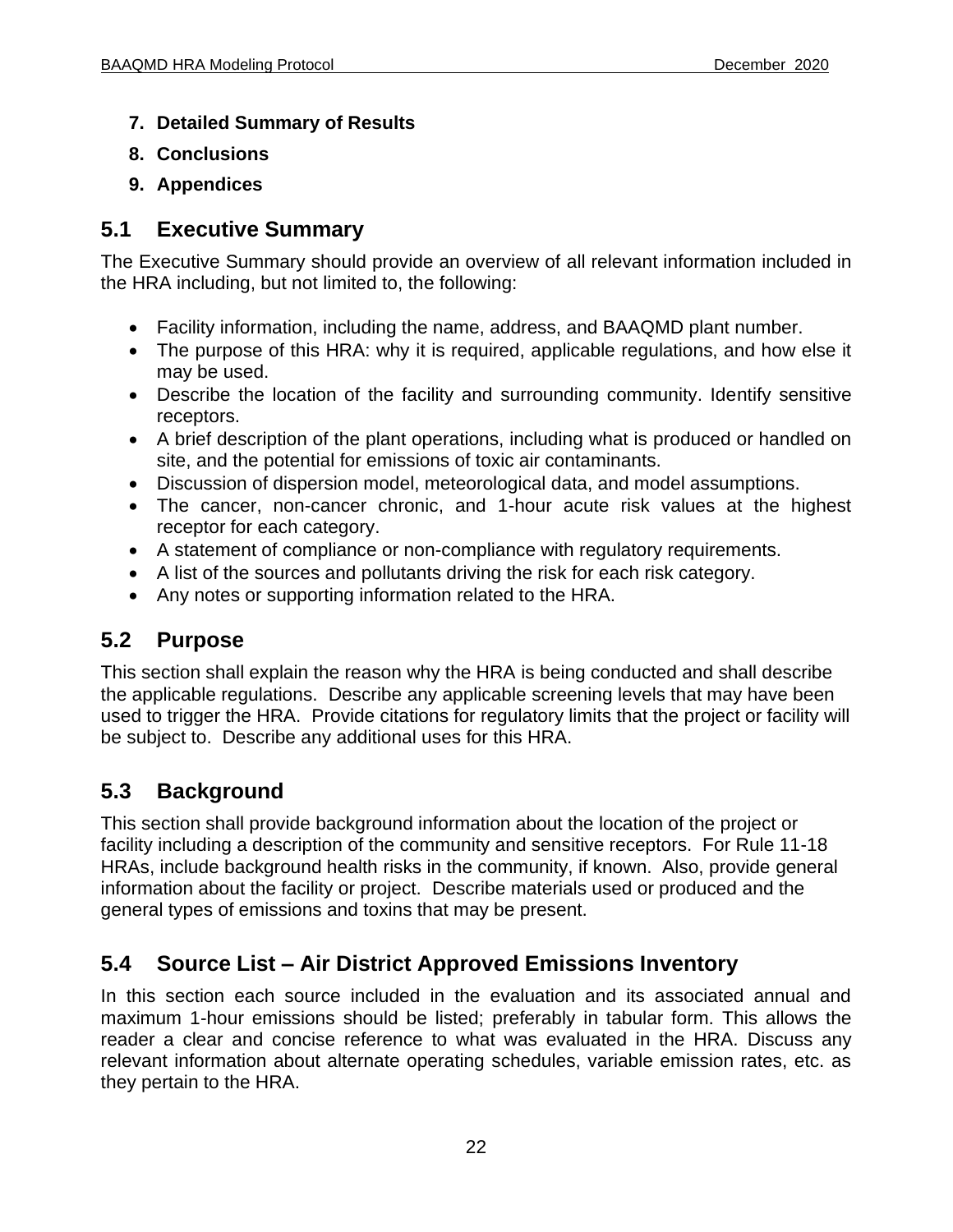7. **Detailed Summary of Results**
8. **Conclusions**
9. **Appendices**

## 5.1 Executive Summary

The Executive Summary should provide an overview of all relevant information included in the HRA including, but not limited to, the following:

- Facility information, including the name, address, and BAAQMD plant number.
- The purpose of this HRA: why it is required, applicable regulations, and how else it may be used.
- Describe the location of the facility and surrounding community. Identify sensitive receptors.
- A brief description of the plant operations, including what is produced or handled on site, and the potential for emissions of toxic air contaminants.
- Discussion of dispersion model, meteorological data, and model assumptions.
- The cancer, non-cancer chronic, and 1-hour acute risk values at the highest receptor for each category.
- A statement of compliance or non-compliance with regulatory requirements.
- A list of the sources and pollutants driving the risk for each risk category.
- Any notes or supporting information related to the HRA.

## 5.2 Purpose

This section shall explain the reason why the HRA is being conducted and shall describe the applicable regulations. Describe any applicable screening levels that may have been used to trigger the HRA. Provide citations for regulatory limits that the project or facility will be subject to. Describe any additional uses for this HRA.

## 5.3 Background

This section shall provide background information about the location of the project or facility including a description of the community and sensitive receptors. For Rule 11-18 HRAs, include background health risks in the community, if known. Also, provide general information about the facility or project. Describe materials used or produced and the general types of emissions and toxins that may be present.

## 5.4 Source List – Air District Approved Emissions Inventory

In this section each source included in the evaluation and its associated annual and maximum 1-hour emissions should be listed; preferably in tabular form. This allows the reader a clear and concise reference to what was evaluated in the HRA. Discuss any relevant information about alternate operating schedules, variable emission rates, etc. as they pertain to the HRA.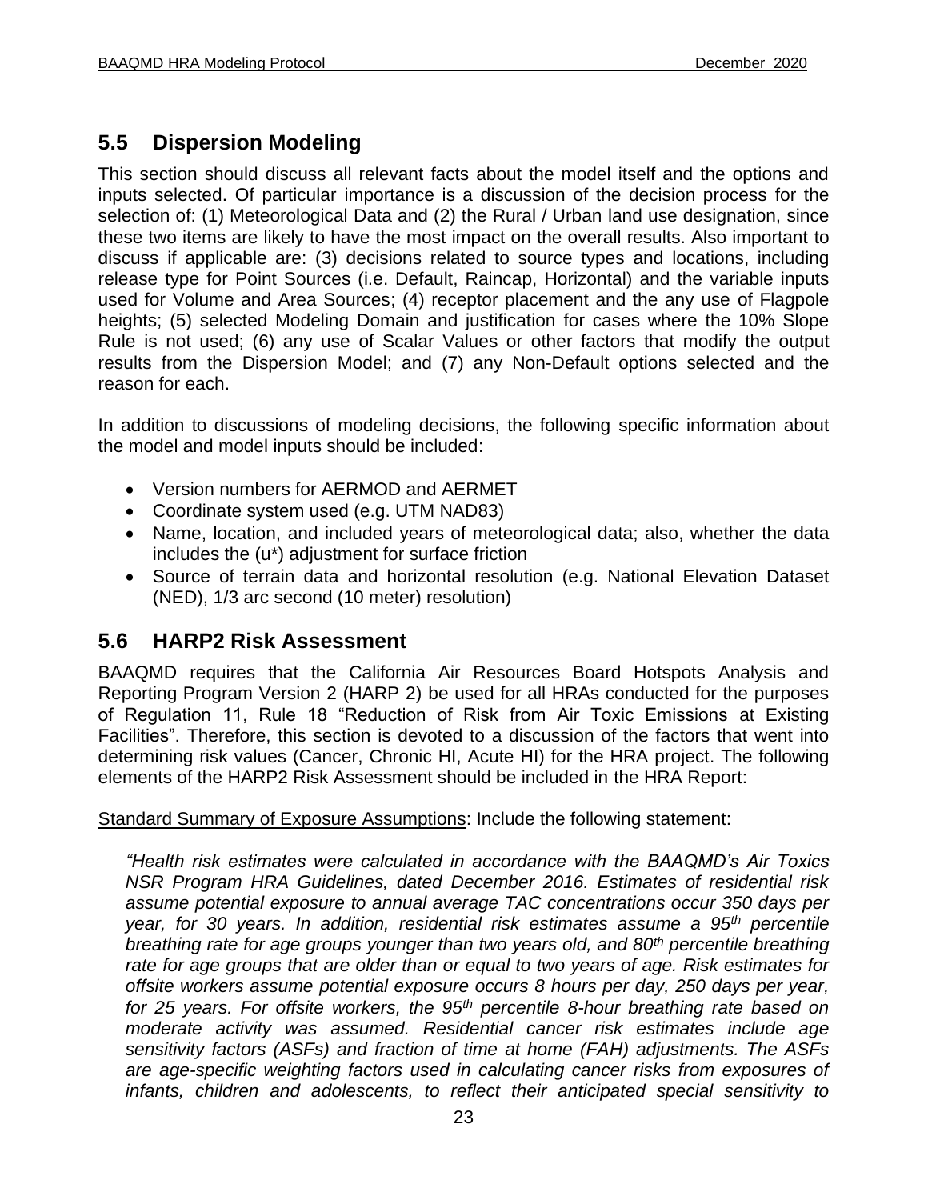## 5.5 Dispersion Modeling

This section should discuss all relevant facts about the model itself and the options and inputs selected. Of particular importance is a discussion of the decision process for the selection of: (1) Meteorological Data and (2) the Rural / Urban land use designation, since these two items are likely to have the most impact on the overall results. Also important to discuss if applicable are: (3) decisions related to source types and locations, including release type for Point Sources (i.e. Default, Raincap, Horizontal) and the variable inputs used for Volume and Area Sources; (4) receptor placement and the any use of Flagpole heights; (5) selected Modeling Domain and justification for cases where the 10% Slope Rule is not used; (6) any use of Scalar Values or other factors that modify the output results from the Dispersion Model; and (7) any Non-Default options selected and the reason for each.

In addition to discussions of modeling decisions, the following specific information about the model and model inputs should be included:

- Version numbers for AERMOD and AERMET
- Coordinate system used (e.g. UTM NAD83)
- Name, location, and included years of meteorological data; also, whether the data includes the (u*) adjustment for surface friction
- Source of terrain data and horizontal resolution (e.g. National Elevation Dataset (NED), 1/3 arc second (10 meter) resolution)

## 5.6 HARP2 Risk Assessment

BAAQMD requires that the California Air Resources Board Hotspots Analysis and Reporting Program Version 2 (HARP 2) be used for all HRAs conducted for the purposes of Regulation 11, Rule 18 "Reduction of Risk from Air Toxic Emissions at Existing Facilities". Therefore, this section is devoted to a discussion of the factors that went into determining risk values (Cancer, Chronic HI, Acute HI) for the HRA project. The following elements of the HARP2 Risk Assessment should be included in the HRA Report:

Standard Summary of Exposure Assumptions: Include the following statement:

*"Health risk estimates were calculated in accordance with the BAAQMD's Air Toxics NSR Program HRA Guidelines, dated December 2016. Estimates of residential risk assume potential exposure to annual average TAC concentrations occur 350 days per year, for 30 years. In addition, residential risk estimates assume a 95$^{th}$ percentile breathing rate for age groups younger than two years old, and 80$^{th}$ percentile breathing rate for age groups that are older than or equal to two years of age. Risk estimates for offsite workers assume potential exposure occurs 8 hours per day, 250 days per year, for 25 years. For offsite workers, the 95$^{th}$ percentile 8-hour breathing rate based on moderate activity was assumed. Residential cancer risk estimates include age sensitivity factors (ASFs) and fraction of time at home (FAH) adjustments. The ASFs are age-specific weighting factors used in calculating cancer risks from exposures of infants, children and adolescents, to reflect their anticipated special sensitivity to*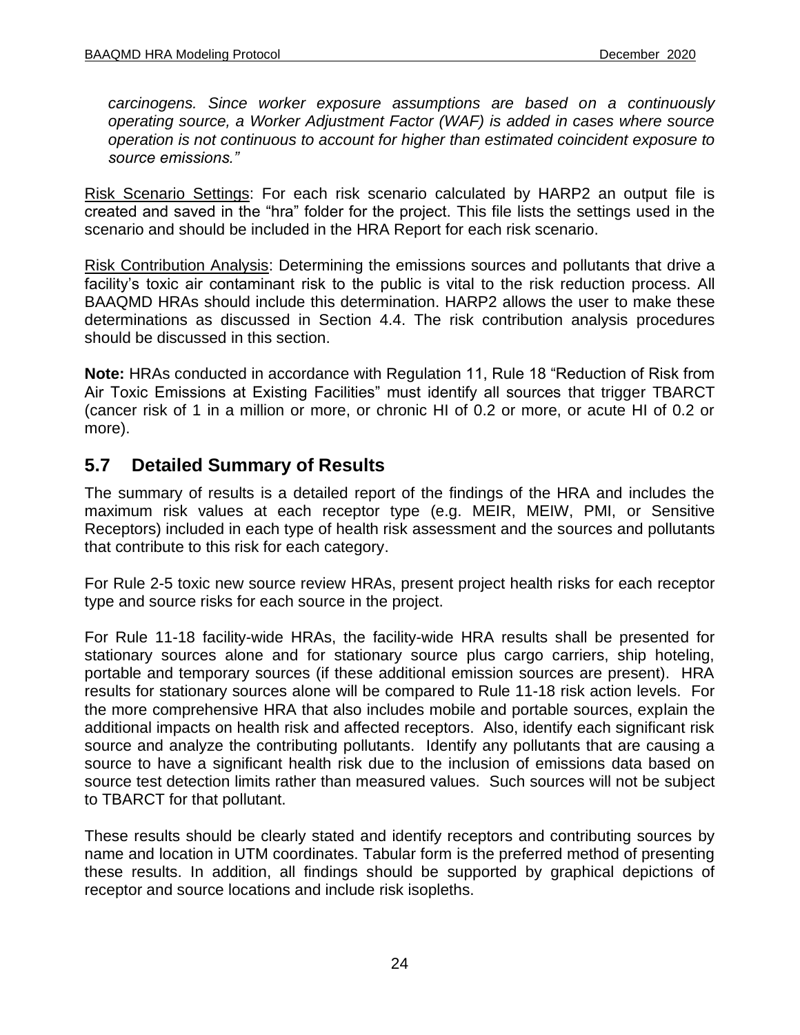*carcinogens. Since worker exposure assumptions are based on a continuously operating source, a Worker Adjustment Factor (WAF) is added in cases where source operation is not continuous to account for higher than estimated coincident exposure to source emissions."*

Risk Scenario Settings: For each risk scenario calculated by HARP2 an output file is created and saved in the "hra" folder for the project. This file lists the settings used in the scenario and should be included in the HRA Report for each risk scenario.

Risk Contribution Analysis: Determining the emissions sources and pollutants that drive a facility's toxic air contaminant risk to the public is vital to the risk reduction process. All BAAQMD HRAs should include this determination. HARP2 allows the user to make these determinations as discussed in Section 4.4. The risk contribution analysis procedures should be discussed in this section.

**Note:** HRAs conducted in accordance with Regulation 11, Rule 18 "Reduction of Risk from Air Toxic Emissions at Existing Facilities" must identify all sources that trigger TBARCT (cancer risk of 1 in a million or more, or chronic HI of 0.2 or more, or acute HI of 0.2 or more).

## 5.7 Detailed Summary of Results

The summary of results is a detailed report of the findings of the HRA and includes the maximum risk values at each receptor type (e.g. MEIR, MEIW, PMI, or Sensitive Receptors) included in each type of health risk assessment and the sources and pollutants that contribute to this risk for each category.

For Rule 2-5 toxic new source review HRAs, present project health risks for each receptor type and source risks for each source in the project.

For Rule 11-18 facility-wide HRAs, the facility-wide HRA results shall be presented for stationary sources alone and for stationary source plus cargo carriers, ship hoteling, portable and temporary sources (if these additional emission sources are present). HRA results for stationary sources alone will be compared to Rule 11-18 risk action levels. For the more comprehensive HRA that also includes mobile and portable sources, explain the additional impacts on health risk and affected receptors. Also, identify each significant risk source and analyze the contributing pollutants. Identify any pollutants that are causing a source to have a significant health risk due to the inclusion of emissions data based on source test detection limits rather than measured values. Such sources will not be subject to TBARCT for that pollutant.

These results should be clearly stated and identify receptors and contributing sources by name and location in UTM coordinates. Tabular form is the preferred method of presenting these results. In addition, all findings should be supported by graphical depictions of receptor and source locations and include risk isopleths.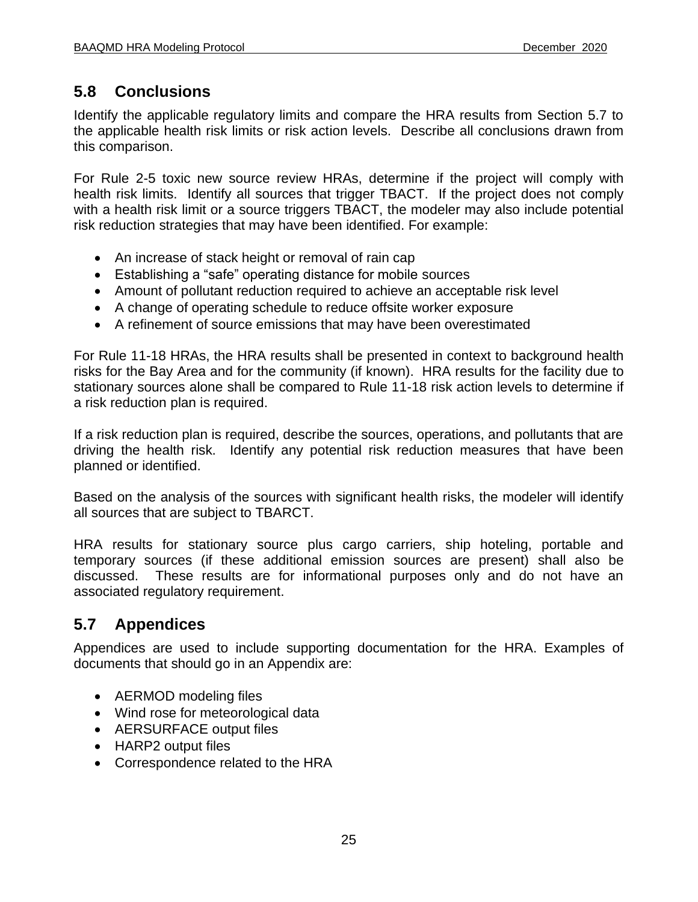## 5.8 Conclusions

Identify the applicable regulatory limits and compare the HRA results from Section 5.7 to the applicable health risk limits or risk action levels. Describe all conclusions drawn from this comparison.

For Rule 2-5 toxic new source review HRAs, determine if the project will comply with health risk limits. Identify all sources that trigger TBACT. If the project does not comply with a health risk limit or a source triggers TBACT, the modeler may also include potential risk reduction strategies that may have been identified. For example:

- An increase of stack height or removal of rain cap
- Establishing a "safe" operating distance for mobile sources
- Amount of pollutant reduction required to achieve an acceptable risk level
- A change of operating schedule to reduce offsite worker exposure
- A refinement of source emissions that may have been overestimated

For Rule 11-18 HRAs, the HRA results shall be presented in context to background health risks for the Bay Area and for the community (if known). HRA results for the facility due to stationary sources alone shall be compared to Rule 11-18 risk action levels to determine if a risk reduction plan is required.

If a risk reduction plan is required, describe the sources, operations, and pollutants that are driving the health risk. Identify any potential risk reduction measures that have been planned or identified.

Based on the analysis of the sources with significant health risks, the modeler will identify all sources that are subject to TBARCT.

HRA results for stationary source plus cargo carriers, ship hoteling, portable and temporary sources (if these additional emission sources are present) shall also be discussed. These results are for informational purposes only and do not have an associated regulatory requirement.

## 5.7 Appendices

Appendices are used to include supporting documentation for the HRA. Examples of documents that should go in an Appendix are:

- AERMOD modeling files
- Wind rose for meteorological data
- AERSURFACE output files
- HARP2 output files
- Correspondence related to the HRA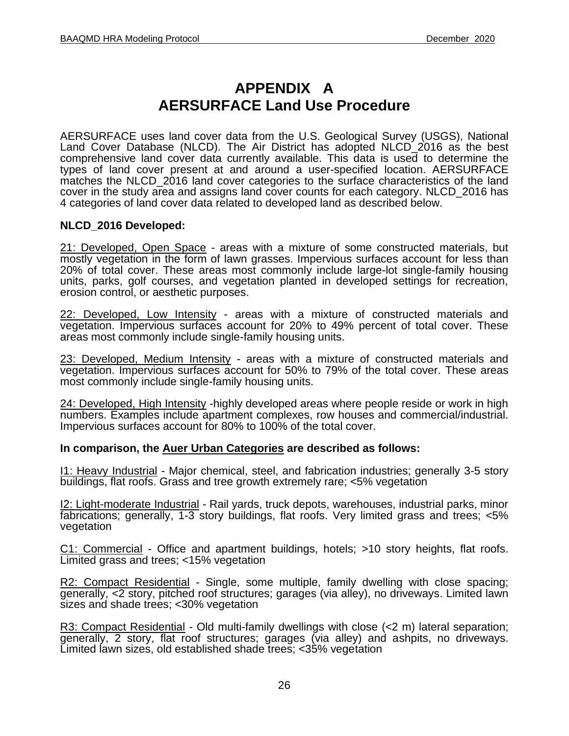# APPENDIX A
# AERSURFACE Land Use Procedure

AERSURFACE uses land cover data from the U.S. Geological Survey (USGS), National Land Cover Database (NLCD). The Air District has adopted NLCD_2016 as the best comprehensive land cover data currently available. This data is used to determine the types of land cover present at and around a user-specified location. AERSURFACE matches the NLCD_2016 land cover categories to the surface characteristics of the land cover in the study area and assigns land cover counts for each category. NLCD_2016 has 4 categories of land cover data related to developed land as described below.

**NLCD_2016 Developed:**

<u>21: Developed, Open Space</u> - areas with a mixture of some constructed materials, but mostly vegetation in the form of lawn grasses. Impervious surfaces account for less than 20% of total cover. These areas most commonly include large-lot single-family housing units, parks, golf courses, and vegetation planted in developed settings for recreation, erosion control, or aesthetic purposes.

<u>22: Developed, Low Intensity</u> - areas with a mixture of constructed materials and vegetation. Impervious surfaces account for 20% to 49% percent of total cover. These areas most commonly include single-family housing units.

<u>23: Developed, Medium Intensity</u> - areas with a mixture of constructed materials and vegetation. Impervious surfaces account for 50% to 79% of the total cover. These areas most commonly include single-family housing units.

<u>24: Developed, High Intensity</u> -highly developed areas where people reside or work in high numbers. Examples include apartment complexes, row houses and commercial/industrial. Impervious surfaces account for 80% to 100% of the total cover.

**In comparison, the <u>Auer Urban Categories</u> are described as follows:**

<u>I1: Heavy Industrial</u> - Major chemical, steel, and fabrication industries; generally 3-5 story buildings, flat roofs. Grass and tree growth extremely rare; <5% vegetation

<u>I2: Light-moderate Industrial</u> - Rail yards, truck depots, warehouses, industrial parks, minor fabrications; generally, 1-3 story buildings, flat roofs. Very limited grass and trees; <5% vegetation

<u>C1: Commercial</u> - Office and apartment buildings, hotels; >10 story heights, flat roofs. Limited grass and trees; <15% vegetation

<u>R2: Compact Residential</u> - Single, some multiple, family dwelling with close spacing; generally, <2 story, pitched roof structures; garages (via alley), no driveways. Limited lawn sizes and shade trees; <30% vegetation

<u>R3: Compact Residential</u> - Old multi-family dwellings with close (<2 m) lateral separation; generally, 2 story, flat roof structures; garages (via alley) and ashpits, no driveways. Limited lawn sizes, old established shade trees; <35% vegetation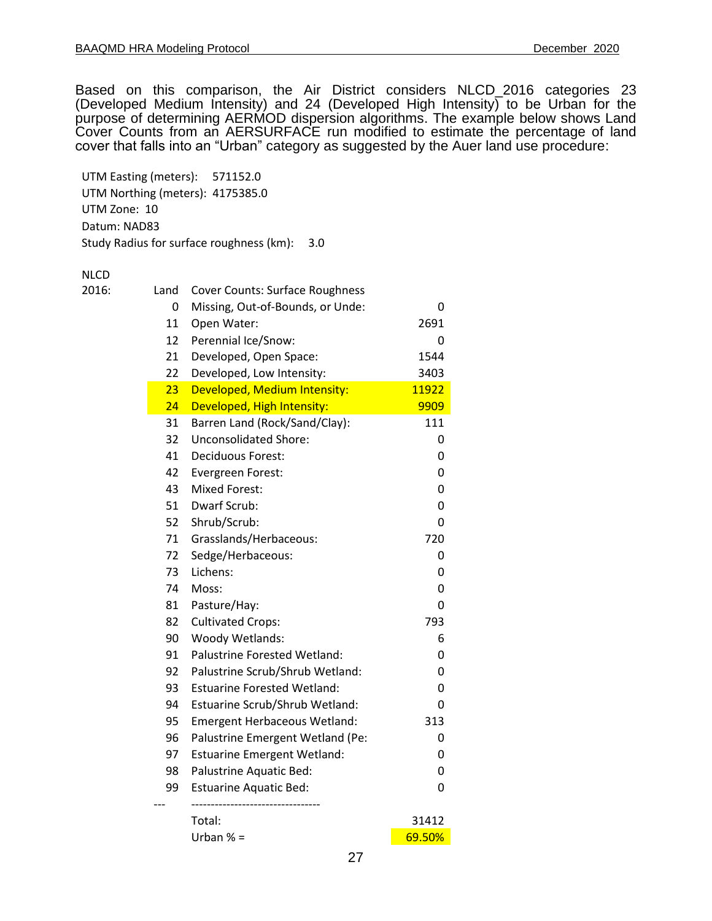Based on this comparison, the Air District considers NLCD_2016 categories 23 (Developed Medium Intensity) and 24 (Developed High Intensity) to be Urban for the purpose of determining AERMOD dispersion algorithms. The example below shows Land Cover Counts from an AERSURFACE run modified to estimate the percentage of land cover that falls into an "Urban" category as suggested by the Auer land use procedure:

UTM Easting (meters): 571152.0
UTM Northing (meters): 4175385.0
UTM Zone: 10
Datum: NAD83
Study Radius for surface roughness (km): 3.0

| NLCD 2016: | Land | Cover Counts: Surface Roughness | |
|---|---|---|---|
| | 0 | Missing, Out-of-Bounds, or Unde: | 0 |
| | 11 | Open Water: | 2691 |
| | 12 | Perennial Ice/Snow: | 0 |
| | 21 | Developed, Open Space: | 1544 |
| | 22 | Developed, Low Intensity: | 3403 |
| | 23 | Developed, Medium Intensity: | 11922 |
| | 24 | Developed, High Intensity: | 9909 |
| | 31 | Barren Land (Rock/Sand/Clay): | 111 |
| | 32 | Unconsolidated Shore: | 0 |
| | 41 | Deciduous Forest: | 0 |
| | 42 | Evergreen Forest: | 0 |
| | 43 | Mixed Forest: | 0 |
| | 51 | Dwarf Scrub: | 0 |
| | 52 | Shrub/Scrub: | 0 |
| | 71 | Grasslands/Herbaceous: | 720 |
| | 72 | Sedge/Herbaceous: | 0 |
| | 73 | Lichens: | 0 |
| | 74 | Moss: | 0 |
| | 81 | Pasture/Hay: | 0 |
| | 82 | Cultivated Crops: | 793 |
| | 90 | Woody Wetlands: | 6 |
| | 91 | Palustrine Forested Wetland: | 0 |
| | 92 | Palustrine Scrub/Shrub Wetland: | 0 |
| | 93 | Estuarine Forested Wetland: | 0 |
| | 94 | Estuarine Scrub/Shrub Wetland: | 0 |
| | 95 | Emergent Herbaceous Wetland: | 313 |
| | 96 | Palustrine Emergent Wetland (Pe: | 0 |
| | 97 | Estuarine Emergent Wetland: | 0 |
| | 98 | Palustrine Aquatic Bed: | 0 |
| | 99 | Estuarine Aquatic Bed: | 0 |
| | --- | --------------------------------- | |
| | | Total: | 31412 |
| | | Urban % = | 69.50% |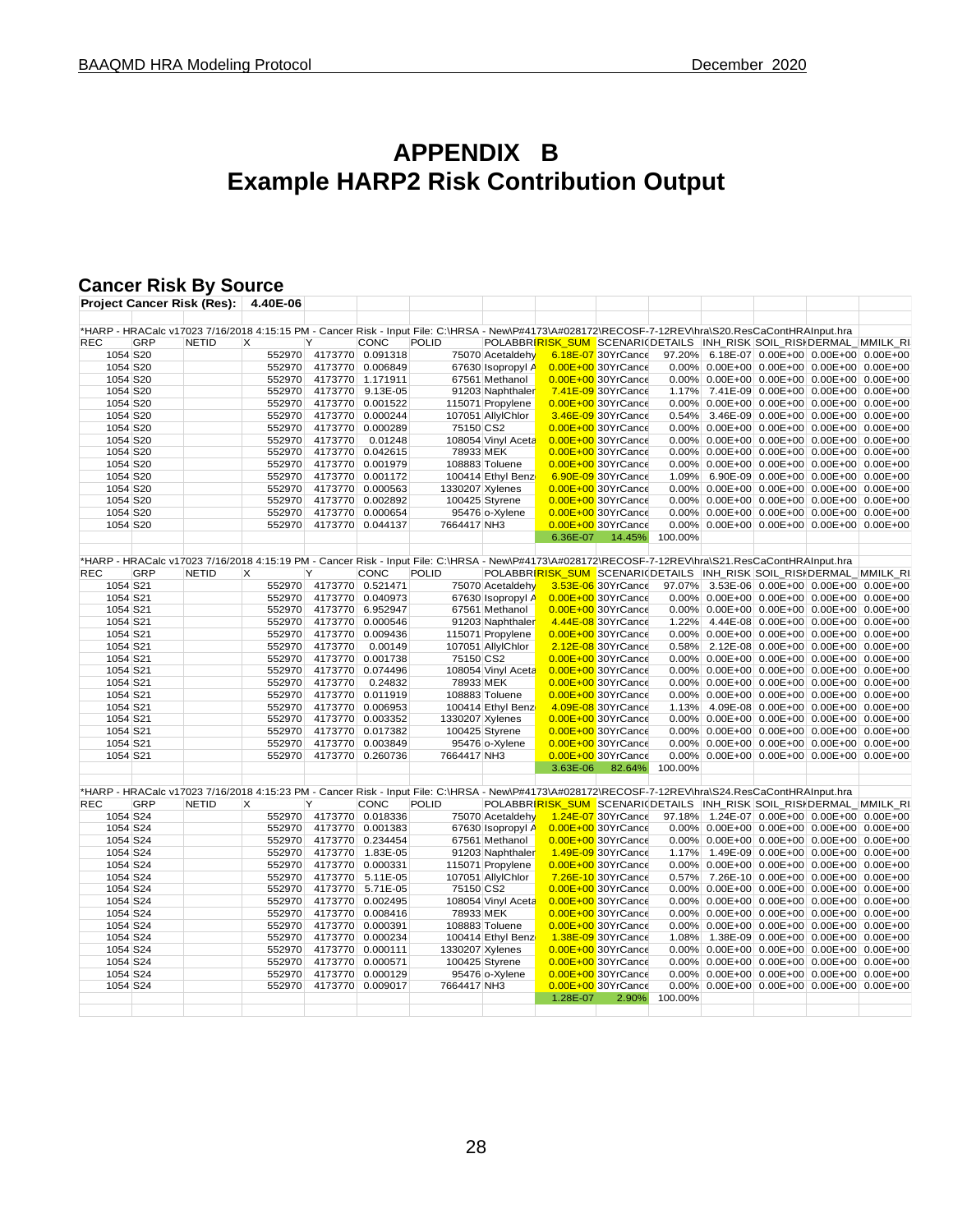# APPENDIX B
# Example HARP2 Risk Contribution Output

## Cancer Risk By Source

| Project Cancer Risk (Res): | 4.40E-06 |
|---|---|

*HARP - HRACalc v17023 7/16/2018 4:15:15 PM - Cancer Risk - Input File: C:\HRSA - New\P#4173\A#028172\RECOSF-7-12REV\hra\S20.ResCaContHRAInput.hra

| REC | GRP | NETID | X | Y | CONC | POLID | POLABBR | RISK_SUM | SCENARIO | DETAILS | INH_RISK | SOIL_RISK | DERMAL_ | MMILK_RI |
|---|---|---|---|---|---|---|---|---|---|---|---|---|---|---|
| 1054 | S20 | | 552970 | 4173770 | 0.091318 | 75070 | Acetaldehy | 6.18E-07 | 30YrCance | 97.20% | 6.18E-07 | 0.00E+00 | 0.00E+00 | 0.00E+00 |
| 1054 | S20 | | 552970 | 4173770 | 0.006849 | 67630 | Isopropyl A | 0.00E+00 | 30YrCance | 0.00% | 0.00E+00 | 0.00E+00 | 0.00E+00 | 0.00E+00 |
| 1054 | S20 | | 552970 | 4173770 | 1.171911 | 67561 | Methanol | 0.00E+00 | 30YrCance | 0.00% | 0.00E+00 | 0.00E+00 | 0.00E+00 | 0.00E+00 |
| 1054 | S20 | | 552970 | 4173770 | 9.13E-05 | 91203 | Naphthaler | 7.41E-09 | 30YrCance | 1.17% | 7.41E-09 | 0.00E+00 | 0.00E+00 | 0.00E+00 |
| 1054 | S20 | | 552970 | 4173770 | 0.001522 | 115071 | Propylene | 0.00E+00 | 30YrCance | 0.00% | 0.00E+00 | 0.00E+00 | 0.00E+00 | 0.00E+00 |
| 1054 | S20 | | 552970 | 4173770 | 0.000244 | 107051 | AllylChlor | 3.46E-09 | 30YrCance | 0.54% | 3.46E-09 | 0.00E+00 | 0.00E+00 | 0.00E+00 |
| 1054 | S20 | | 552970 | 4173770 | 0.000289 | 75150 | CS2 | 0.00E+00 | 30YrCance | 0.00% | 0.00E+00 | 0.00E+00 | 0.00E+00 | 0.00E+00 |
| 1054 | S20 | | 552970 | 4173770 | 0.01248 | 108054 | Vinyl Aceta | 0.00E+00 | 30YrCance | 0.00% | 0.00E+00 | 0.00E+00 | 0.00E+00 | 0.00E+00 |
| 1054 | S20 | | 552970 | 4173770 | 0.042615 | 78933 | MEK | 0.00E+00 | 30YrCance | 0.00% | 0.00E+00 | 0.00E+00 | 0.00E+00 | 0.00E+00 |
| 1054 | S20 | | 552970 | 4173770 | 0.001979 | 108883 | Toluene | 0.00E+00 | 30YrCance | 0.00% | 0.00E+00 | 0.00E+00 | 0.00E+00 | 0.00E+00 |
| 1054 | S20 | | 552970 | 4173770 | 0.001172 | 100414 | Ethyl Benz | 6.90E-09 | 30YrCance | 1.09% | 6.90E-09 | 0.00E+00 | 0.00E+00 | 0.00E+00 |
| 1054 | S20 | | 552970 | 4173770 | 0.000563 | 1330207 | Xylenes | 0.00E+00 | 30YrCance | 0.00% | 0.00E+00 | 0.00E+00 | 0.00E+00 | 0.00E+00 |
| 1054 | S20 | | 552970 | 4173770 | 0.002892 | 100425 | Styrene | 0.00E+00 | 30YrCance | 0.00% | 0.00E+00 | 0.00E+00 | 0.00E+00 | 0.00E+00 |
| 1054 | S20 | | 552970 | 4173770 | 0.000654 | 95476 | o-Xylene | 0.00E+00 | 30YrCance | 0.00% | 0.00E+00 | 0.00E+00 | 0.00E+00 | 0.00E+00 |
| 1054 | S20 | | 552970 | 4173770 | 0.044137 | 7664417 | NH3 | 0.00E+00 | 30YrCance | 0.00% | 0.00E+00 | 0.00E+00 | 0.00E+00 | 0.00E+00 |
| | | | | | | | | 6.36E-07 | 14.45% | 100.00% | | | | |

*HARP - HRACalc v17023 7/16/2018 4:15:19 PM - Cancer Risk - Input File: C:\HRSA - New\P#4173\A#028172\RECOSF-7-12REV\hra\S21.ResCaContHRAInput.hra

| REC | GRP | NETID | X | Y | CONC | POLID | POLABBR | RISK_SUM | SCENARIO | DETAILS | INH_RISK | SOIL_RISK | DERMAL_ | MMILK_RI |
|---|---|---|---|---|---|---|---|---|---|---|---|---|---|---|
| 1054 | S21 | | 552970 | 4173770 | 0.521471 | 75070 | Acetaldehy | 3.53E-06 | 30YrCance | 97.07% | 3.53E-06 | 0.00E+00 | 0.00E+00 | 0.00E+00 |
| 1054 | S21 | | 552970 | 4173770 | 0.040973 | 67630 | Isopropyl A | 0.00E+00 | 30YrCance | 0.00% | 0.00E+00 | 0.00E+00 | 0.00E+00 | 0.00E+00 |
| 1054 | S21 | | 552970 | 4173770 | 6.952947 | 67561 | Methanol | 0.00E+00 | 30YrCance | 0.00% | 0.00E+00 | 0.00E+00 | 0.00E+00 | 0.00E+00 |
| 1054 | S21 | | 552970 | 4173770 | 0.000546 | 91203 | Naphthaler | 4.44E-08 | 30YrCance | 1.22% | 4.44E-08 | 0.00E+00 | 0.00E+00 | 0.00E+00 |
| 1054 | S21 | | 552970 | 4173770 | 0.009436 | 115071 | Propylene | 0.00E+00 | 30YrCance | 0.00% | 0.00E+00 | 0.00E+00 | 0.00E+00 | 0.00E+00 |
| 1054 | S21 | | 552970 | 4173770 | 0.00149 | 107051 | AllylChlor | 2.12E-08 | 30YrCance | 0.58% | 2.12E-08 | 0.00E+00 | 0.00E+00 | 0.00E+00 |
| 1054 | S21 | | 552970 | 4173770 | 0.001738 | 75150 | CS2 | 0.00E+00 | 30YrCance | 0.00% | 0.00E+00 | 0.00E+00 | 0.00E+00 | 0.00E+00 |
| 1054 | S21 | | 552970 | 4173770 | 0.074496 | 108054 | Vinyl Aceta | 0.00E+00 | 30YrCance | 0.00% | 0.00E+00 | 0.00E+00 | 0.00E+00 | 0.00E+00 |
| 1054 | S21 | | 552970 | 4173770 | 0.24832 | 78933 | MEK | 0.00E+00 | 30YrCance | 0.00% | 0.00E+00 | 0.00E+00 | 0.00E+00 | 0.00E+00 |
| 1054 | S21 | | 552970 | 4173770 | 0.011919 | 108883 | Toluene | 0.00E+00 | 30YrCance | 0.00% | 0.00E+00 | 0.00E+00 | 0.00E+00 | 0.00E+00 |
| 1054 | S21 | | 552970 | 4173770 | 0.006953 | 100414 | Ethyl Benz | 4.09E-08 | 30YrCance | 1.13% | 4.09E-08 | 0.00E+00 | 0.00E+00 | 0.00E+00 |
| 1054 | S21 | | 552970 | 4173770 | 0.003352 | 1330207 | Xylenes | 0.00E+00 | 30YrCance | 0.00% | 0.00E+00 | 0.00E+00 | 0.00E+00 | 0.00E+00 |
| 1054 | S21 | | 552970 | 4173770 | 0.017382 | 100425 | Styrene | 0.00E+00 | 30YrCance | 0.00% | 0.00E+00 | 0.00E+00 | 0.00E+00 | 0.00E+00 |
| 1054 | S21 | | 552970 | 4173770 | 0.003849 | 95476 | o-Xylene | 0.00E+00 | 30YrCance | 0.00% | 0.00E+00 | 0.00E+00 | 0.00E+00 | 0.00E+00 |
| 1054 | S21 | | 552970 | 4173770 | 0.260736 | 7664417 | NH3 | 0.00E+00 | 30YrCance | 0.00% | 0.00E+00 | 0.00E+00 | 0.00E+00 | 0.00E+00 |
| | | | | | | | | 3.63E-06 | 82.64% | 100.00% | | | | |

*HARP - HRACalc v17023 7/16/2018 4:15:23 PM - Cancer Risk - Input File: C:\HRSA - New\P#4173\A#028172\RECOSF-7-12REV\hra\S24.ResCaContHRAInput.hra

| REC | GRP | NETID | X | Y | CONC | POLID | POLABBR | RISK_SUM | SCENARIO | DETAILS | INH_RISK | SOIL_RISK | DERMAL_ | MMILK_RI |
|---|---|---|---|---|---|---|---|---|---|---|---|---|---|---|
| 1054 | S24 | | 552970 | 4173770 | 0.018336 | 75070 | Acetaldehy | 1.24E-07 | 30YrCance | 97.18% | 1.24E-07 | 0.00E+00 | 0.00E+00 | 0.00E+00 |
| 1054 | S24 | | 552970 | 4173770 | 0.001383 | 67630 | Isopropyl A | 0.00E+00 | 30YrCance | 0.00% | 0.00E+00 | 0.00E+00 | 0.00E+00 | 0.00E+00 |
| 1054 | S24 | | 552970 | 4173770 | 0.234454 | 67561 | Methanol | 0.00E+00 | 30YrCance | 0.00% | 0.00E+00 | 0.00E+00 | 0.00E+00 | 0.00E+00 |
| 1054 | S24 | | 552970 | 4173770 | 1.83E-05 | 91203 | Naphthaler | 1.49E-09 | 30YrCance | 1.17% | 1.49E-09 | 0.00E+00 | 0.00E+00 | 0.00E+00 |
| 1054 | S24 | | 552970 | 4173770 | 0.000331 | 115071 | Propylene | 0.00E+00 | 30YrCance | 0.00% | 0.00E+00 | 0.00E+00 | 0.00E+00 | 0.00E+00 |
| 1054 | S24 | | 552970 | 4173770 | 5.11E-05 | 107051 | AllylChlor | 7.26E-10 | 30YrCance | 0.57% | 7.26E-10 | 0.00E+00 | 0.00E+00 | 0.00E+00 |
| 1054 | S24 | | 552970 | 4173770 | 5.71E-05 | 75150 | CS2 | 0.00E+00 | 30YrCance | 0.00% | 0.00E+00 | 0.00E+00 | 0.00E+00 | 0.00E+00 |
| 1054 | S24 | | 552970 | 4173770 | 0.002495 | 108054 | Vinyl Aceta | 0.00E+00 | 30YrCance | 0.00% | 0.00E+00 | 0.00E+00 | 0.00E+00 | 0.00E+00 |
| 1054 | S24 | | 552970 | 4173770 | 0.008416 | 78933 | MEK | 0.00E+00 | 30YrCance | 0.00% | 0.00E+00 | 0.00E+00 | 0.00E+00 | 0.00E+00 |
| 1054 | S24 | | 552970 | 4173770 | 0.000391 | 108883 | Toluene | 0.00E+00 | 30YrCance | 0.00% | 0.00E+00 | 0.00E+00 | 0.00E+00 | 0.00E+00 |
| 1054 | S24 | | 552970 | 4173770 | 0.000234 | 100414 | Ethyl Benz | 1.38E-09 | 30YrCance | 1.08% | 1.38E-09 | 0.00E+00 | 0.00E+00 | 0.00E+00 |
| 1054 | S24 | | 552970 | 4173770 | 0.000111 | 1330207 | Xylenes | 0.00E+00 | 30YrCance | 0.00% | 0.00E+00 | 0.00E+00 | 0.00E+00 | 0.00E+00 |
| 1054 | S24 | | 552970 | 4173770 | 0.000571 | 100425 | Styrene | 0.00E+00 | 30YrCance | 0.00% | 0.00E+00 | 0.00E+00 | 0.00E+00 | 0.00E+00 |
| 1054 | S24 | | 552970 | 4173770 | 0.000129 | 95476 | o-Xylene | 0.00E+00 | 30YrCance | 0.00% | 0.00E+00 | 0.00E+00 | 0.00E+00 | 0.00E+00 |
| 1054 | S24 | | 552970 | 4173770 | 0.009017 | 7664417 | NH3 | 0.00E+00 | 30YrCance | 0.00% | 0.00E+00 | 0.00E+00 | 0.00E+00 | 0.00E+00 |
| | | | | | | | | 1.28E-07 | 2.90% | 100.00% | | | | |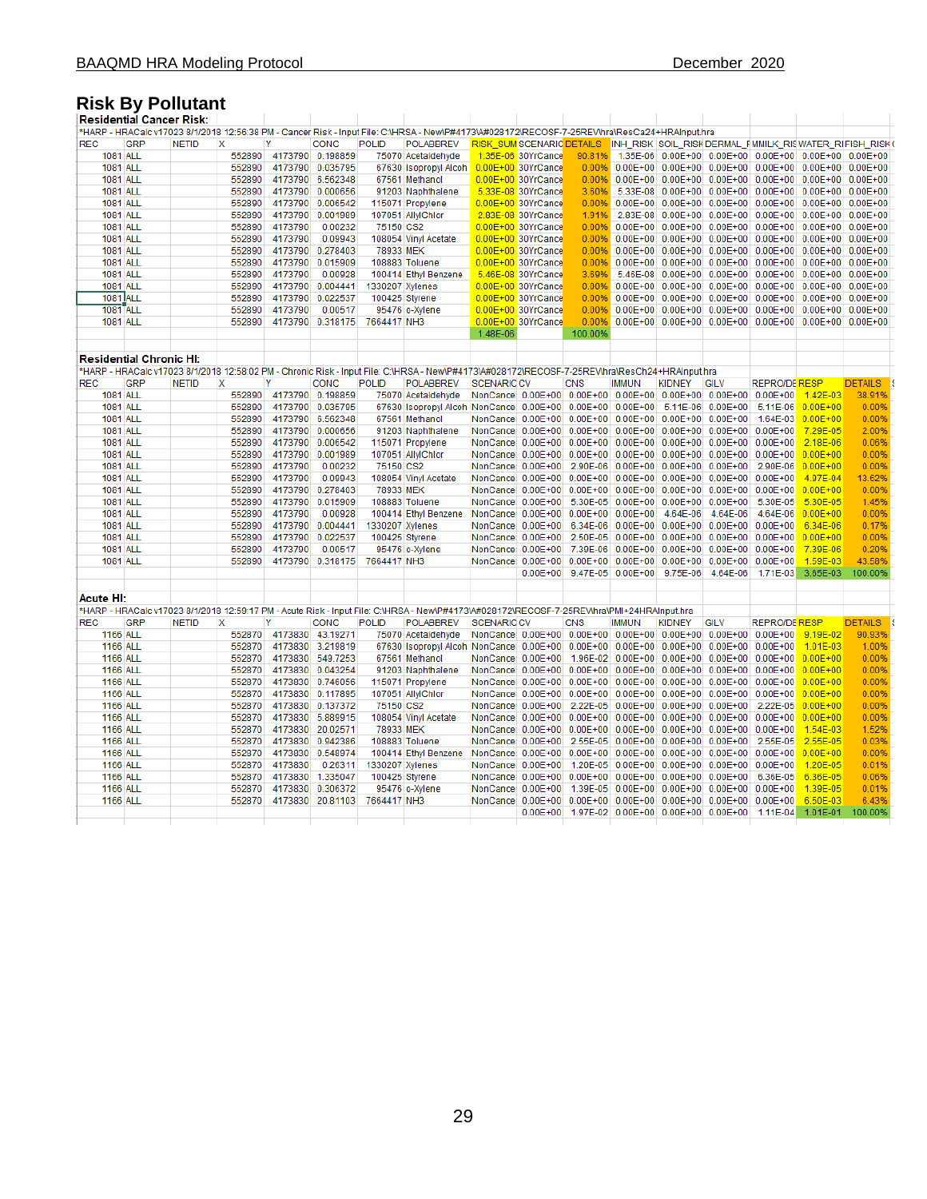# Risk By Pollutant

**Residential Cancer Risk:**

*HARP - HRACalc v17023 8/1/2018 12:56:38 PM - Cancer Risk - Input File: C:\HRSA - New\P#4173\A#028172\RECOSF-7-25REV\hra\ResCa24+HRAInput.hra

| REC | GRP | NETID | X | Y | CONC | POLID | POLABBREV | RISK_SUM | SCENARIO | DETAILS | INH_RISK | SOIL_RISK | DERMAL_RISK | MMILK_RISK | WATER_RISK | FISH_RISK |
|---|---|---|---|---|---|---|---|---|---|---|---|---|---|---|---|---|
| 1081 | ALL | | 552890 | 4173790 | 0.198859 | 75070 | Acetaldehyde | 1.35E-06 | 30YrCance | 90.81% | 1.35E-06 | 0.00E+00 | 0.00E+00 | 0.00E+00 | 0.00E+00 | 0.00E+00 |
| 1081 | ALL | | 552890 | 4173790 | 0.035795 | 67630 | Isopropyl Alcoh | 0.00E+00 | 30YrCance | 0.00% | 0.00E+00 | 0.00E+00 | 0.00E+00 | 0.00E+00 | 0.00E+00 | 0.00E+00 |
| 1081 | ALL | | 552890 | 4173790 | 6.562348 | 67561 | Methanol | 0.00E+00 | 30YrCance | 0.00% | 0.00E+00 | 0.00E+00 | 0.00E+00 | 0.00E+00 | 0.00E+00 | 0.00E+00 |
| 1081 | ALL | | 552890 | 4173790 | 0.000656 | 91203 | Naphthalene | 5.33E-08 | 30YrCance | 3.60% | 5.33E-08 | 0.00E+00 | 0.00E+00 | 0.00E+00 | 0.00E+00 | 0.00E+00 |
| 1081 | ALL | | 552890 | 4173790 | 0.006542 | 115071 | Propylene | 0.00E+00 | 30YrCance | 0.00% | 0.00E+00 | 0.00E+00 | 0.00E+00 | 0.00E+00 | 0.00E+00 | 0.00E+00 |
| 1081 | ALL | | 552890 | 4173790 | 0.001989 | 107051 | AllylChlor | 2.83E-08 | 30YrCance | 1.91% | 2.83E-08 | 0.00E+00 | 0.00E+00 | 0.00E+00 | 0.00E+00 | 0.00E+00 |
| 1081 | ALL | | 552890 | 4173790 | 0.00232 | 75150 | CS2 | 0.00E+00 | 30YrCance | 0.00% | 0.00E+00 | 0.00E+00 | 0.00E+00 | 0.00E+00 | 0.00E+00 | 0.00E+00 |
| 1081 | ALL | | 552890 | 4173790 | 0.09943 | 108054 | Vinyl Acetate | 0.00E+00 | 30YrCance | 0.00% | 0.00E+00 | 0.00E+00 | 0.00E+00 | 0.00E+00 | 0.00E+00 | 0.00E+00 |
| 1081 | ALL | | 552890 | 4173790 | 0.278403 | 78933 | MEK | 0.00E+00 | 30YrCance | 0.00% | 0.00E+00 | 0.00E+00 | 0.00E+00 | 0.00E+00 | 0.00E+00 | 0.00E+00 |
| 1081 | ALL | | 552890 | 4173790 | 0.015909 | 108883 | Toluene | 0.00E+00 | 30YrCance | 0.00% | 0.00E+00 | 0.00E+00 | 0.00E+00 | 0.00E+00 | 0.00E+00 | 0.00E+00 |
| 1081 | ALL | | 552890 | 4173790 | 0.00928 | 100414 | Ethyl Benzene | 5.46E-08 | 30YrCance | 3.69% | 5.46E-08 | 0.00E+00 | 0.00E+00 | 0.00E+00 | 0.00E+00 | 0.00E+00 |
| 1081 | ALL | | 552890 | 4173790 | 0.004441 | 1330207 | Xylenes | 0.00E+00 | 30YrCance | 0.00% | 0.00E+00 | 0.00E+00 | 0.00E+00 | 0.00E+00 | 0.00E+00 | 0.00E+00 |
| 1081 | ALL | | 552890 | 4173790 | 0.022537 | 100425 | Styrene | 0.00E+00 | 30YrCance | 0.00% | 0.00E+00 | 0.00E+00 | 0.00E+00 | 0.00E+00 | 0.00E+00 | 0.00E+00 |
| 1081 | ALL | | 552890 | 4173790 | 0.00517 | 95476 | o-Xylene | 0.00E+00 | 30YrCance | 0.00% | 0.00E+00 | 0.00E+00 | 0.00E+00 | 0.00E+00 | 0.00E+00 | 0.00E+00 |
| 1081 | ALL | | 552890 | 4173790 | 0.318175 | 7664417 | NH3 | 0.00E+00 | 30YrCance | 0.00% | 0.00E+00 | 0.00E+00 | 0.00E+00 | 0.00E+00 | 0.00E+00 | 0.00E+00 |
| | | | | | | | | 1.48E-06 | | 100.00% | | | | | | |

**Residential Chronic HI:**

*HARP - HRACalc v17023 8/1/2018 12:58:02 PM - Chronic Risk - Input File: C:\HRSA - New\P#4173\A#028172\RECOSF-7-25REV\hra\ResCh24+HRAInput.hra

| REC | GRP | NETID | X | Y | CONC | POLID | POLABBREV | SCENARIO | CV | CNS | IMMUN | KIDNEY | GILV | REPRO/DEVEL | RESP | DETAILS |
|---|---|---|---|---|---|---|---|---|---|---|---|---|---|---|---|---|
| 1081 | ALL | | 552890 | 4173790 | 0.198859 | 75070 | Acetaldehyde | NonCance | 0.00E+00 | 0.00E+00 | 0.00E+00 | 0.00E+00 | 0.00E+00 | 0.00E+00 | 1.42E-03 | 38.91% |
| 1081 | ALL | | 552890 | 4173790 | 0.035795 | 67630 | Isopropyl Alcoh | NonCance | 0.00E+00 | 0.00E+00 | 0.00E+00 | 5.11E-06 | 0.00E+00 | 5.11E-06 | 0.00E+00 | 0.00% |
| 1081 | ALL | | 552890 | 4173790 | 6.562348 | 67561 | Methanol | NonCance | 0.00E+00 | 0.00E+00 | 0.00E+00 | 0.00E+00 | 0.00E+00 | 1.64E-03 | 0.00E+00 | 0.00% |
| 1081 | ALL | | 552890 | 4173790 | 0.000656 | 91203 | Naphthalene | NonCance | 0.00E+00 | 0.00E+00 | 0.00E+00 | 0.00E+00 | 0.00E+00 | 0.00E+00 | 7.29E-05 | 2.00% |
| 1081 | ALL | | 552890 | 4173790 | 0.006542 | 115071 | Propylene | NonCance | 0.00E+00 | 0.00E+00 | 0.00E+00 | 0.00E+00 | 0.00E+00 | 0.00E+00 | 2.18E-06 | 0.06% |
| 1081 | ALL | | 552890 | 4173790 | 0.001989 | 107051 | AllylChlor | NonCance | 0.00E+00 | 0.00E+00 | 0.00E+00 | 0.00E+00 | 0.00E+00 | 0.00E+00 | 0.00E+00 | 0.00% |
| 1081 | ALL | | 552890 | 4173790 | 0.00232 | 75150 | CS2 | NonCance | 0.00E+00 | 2.90E-06 | 0.00E+00 | 0.00E+00 | 0.00E+00 | 2.90E-06 | 0.00E+00 | 0.00% |
| 1081 | ALL | | 552890 | 4173790 | 0.09943 | 108054 | Vinyl Acetate | NonCance | 0.00E+00 | 0.00E+00 | 0.00E+00 | 0.00E+00 | 0.00E+00 | 0.00E+00 | 4.97E-04 | 13.62% |
| 1081 | ALL | | 552890 | 4173790 | 0.278403 | 78933 | MEK | NonCance | 0.00E+00 | 0.00E+00 | 0.00E+00 | 0.00E+00 | 0.00E+00 | 0.00E+00 | 0.00E+00 | 0.00% |
| 1081 | ALL | | 552890 | 4173790 | 0.015909 | 108883 | Toluene | NonCance | 0.00E+00 | 5.30E-05 | 0.00E+00 | 0.00E+00 | 0.00E+00 | 5.30E-05 | 5.30E-05 | 1.45% |
| 1081 | ALL | | 552890 | 4173790 | 0.00928 | 100414 | Ethyl Benzene | NonCance | 0.00E+00 | 0.00E+00 | 0.00E+00 | 4.64E-06 | 4.64E-06 | 4.64E-06 | 0.00E+00 | 0.00% |
| 1081 | ALL | | 552890 | 4173790 | 0.004441 | 1330207 | Xylenes | NonCance | 0.00E+00 | 6.34E-06 | 0.00E+00 | 0.00E+00 | 0.00E+00 | 0.00E+00 | 6.34E-06 | 0.17% |
| 1081 | ALL | | 552890 | 4173790 | 0.022537 | 100425 | Styrene | NonCance | 0.00E+00 | 2.50E-05 | 0.00E+00 | 0.00E+00 | 0.00E+00 | 0.00E+00 | 0.00E+00 | 0.00% |
| 1081 | ALL | | 552890 | 4173790 | 0.00517 | 95476 | o-Xylene | NonCance | 0.00E+00 | 7.39E-06 | 0.00E+00 | 0.00E+00 | 0.00E+00 | 0.00E+00 | 7.39E-06 | 0.20% |
| 1081 | ALL | | 552890 | 4173790 | 0.318175 | 7664417 | NH3 | NonCance | 0.00E+00 | 0.00E+00 | 0.00E+00 | 0.00E+00 | 0.00E+00 | 0.00E+00 | 1.59E-03 | 43.58% |
| | | | | | | | | | 0.00E+00 | 9.47E-05 | 0.00E+00 | 9.75E-06 | 4.64E-06 | 1.71E-03 | 3.65E-03 | 100.00% |

**Acute HI:**

*HARP - HRACalc v17023 8/1/2018 12:59:17 PM - Acute Risk - Input File: C:\HRSA - New\P#4173\A#028172\RECOSF-7-25REV\hra\PMI+24HRAInput.hra

| REC | GRP | NETID | X | Y | CONC | POLID | POLABBREV | SCENARIO | CV | CNS | IMMUN | KIDNEY | GILV | REPRO/DEVEL | RESP | DETAILS |
|---|---|---|---|---|---|---|---|---|---|---|---|---|---|---|---|---|
| 1166 | ALL | | 552870 | 4173830 | 43.19271 | 75070 | Acetaldehyde | NonCance | 0.00E+00 | 0.00E+00 | 0.00E+00 | 0.00E+00 | 0.00E+00 | 0.00E+00 | 9.19E-02 | 90.93% |
| 1166 | ALL | | 552870 | 4173830 | 3.219819 | 67630 | Isopropyl Alcoh | NonCance | 0.00E+00 | 0.00E+00 | 0.00E+00 | 0.00E+00 | 0.00E+00 | 0.00E+00 | 1.01E-03 | 1.00% |
| 1166 | ALL | | 552870 | 4173830 | 549.7253 | 67561 | Methanol | NonCance | 0.00E+00 | 1.96E-02 | 0.00E+00 | 0.00E+00 | 0.00E+00 | 0.00E+00 | 0.00E+00 | 0.00% |
| 1166 | ALL | | 552870 | 4173830 | 0.043254 | 91203 | Naphthalene | NonCance | 0.00E+00 | 0.00E+00 | 0.00E+00 | 0.00E+00 | 0.00E+00 | 0.00E+00 | 0.00E+00 | 0.00% |
| 1166 | ALL | | 552870 | 4173830 | 0.746056 | 115071 | Propylene | NonCance | 0.00E+00 | 0.00E+00 | 0.00E+00 | 0.00E+00 | 0.00E+00 | 0.00E+00 | 0.00E+00 | 0.00% |
| 1166 | ALL | | 552870 | 4173830 | 0.117885 | 107051 | AllylChlor | NonCance | 0.00E+00 | 0.00E+00 | 0.00E+00 | 0.00E+00 | 0.00E+00 | 0.00E+00 | 0.00E+00 | 0.00% |
| 1166 | ALL | | 552870 | 4173830 | 0.137372 | 75150 | CS2 | NonCance | 0.00E+00 | 2.22E-05 | 0.00E+00 | 0.00E+00 | 0.00E+00 | 2.22E-05 | 0.00E+00 | 0.00% |
| 1166 | ALL | | 552870 | 4173830 | 5.888915 | 108054 | Vinyl Acetate | NonCance | 0.00E+00 | 0.00E+00 | 0.00E+00 | 0.00E+00 | 0.00E+00 | 0.00E+00 | 0.00E+00 | 0.00% |
| 1166 | ALL | | 552870 | 4173830 | 20.02571 | 78933 | MEK | NonCance | 0.00E+00 | 0.00E+00 | 0.00E+00 | 0.00E+00 | 0.00E+00 | 0.00E+00 | 1.54E-03 | 1.52% |
| 1166 | ALL | | 552870 | 4173830 | 0.942386 | 108883 | Toluene | NonCance | 0.00E+00 | 2.55E-05 | 0.00E+00 | 0.00E+00 | 0.00E+00 | 2.55E-05 | 2.55E-05 | 0.03% |
| 1166 | ALL | | 552870 | 4173830 | 0.548974 | 100414 | Ethyl Benzene | NonCance | 0.00E+00 | 0.00E+00 | 0.00E+00 | 0.00E+00 | 0.00E+00 | 0.00E+00 | 0.00E+00 | 0.00% |
| 1166 | ALL | | 552870 | 4173830 | 0.26311 | 1330207 | Xylenes | NonCance | 0.00E+00 | 1.20E-05 | 0.00E+00 | 0.00E+00 | 0.00E+00 | 0.00E+00 | 1.20E-05 | 0.01% |
| 1166 | ALL | | 552870 | 4173830 | 1.335047 | 100425 | Styrene | NonCance | 0.00E+00 | 0.00E+00 | 0.00E+00 | 0.00E+00 | 0.00E+00 | 6.36E-05 | 6.36E-05 | 0.06% |
| 1166 | ALL | | 552870 | 4173830 | 0.306372 | 95476 | o-Xylene | NonCance | 0.00E+00 | 1.39E-05 | 0.00E+00 | 0.00E+00 | 0.00E+00 | 0.00E+00 | 1.39E-05 | 0.01% |
| 1166 | ALL | | 552870 | 4173830 | 20.81103 | 7664417 | NH3 | NonCance | 0.00E+00 | 0.00E+00 | 0.00E+00 | 0.00E+00 | 0.00E+00 | 0.00E+00 | 6.50E-03 | 6.43% |
| | | | | | | | | | 0.00E+00 | 1.97E-02 | 0.00E+00 | 0.00E+00 | 0.00E+00 | 1.11E-04 | 1.01E-01 | 100.00% |